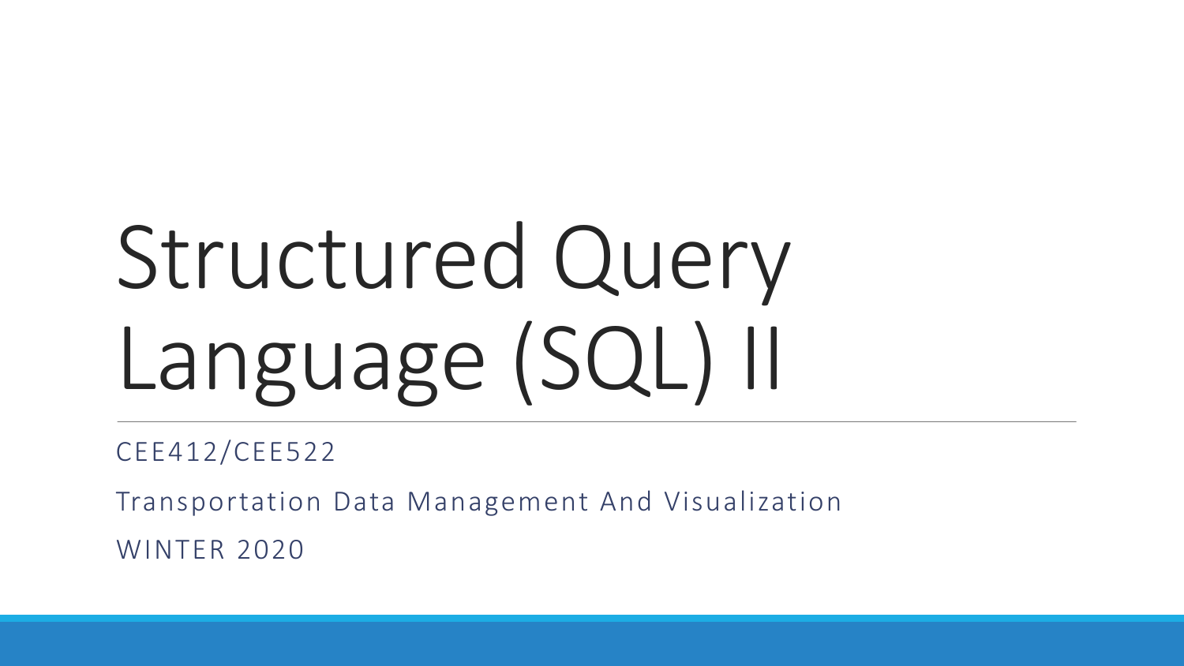# Structured Query Language (SQL) II

CEE412/CEE522

Transportation Data Management And Visualization

WINTER 2020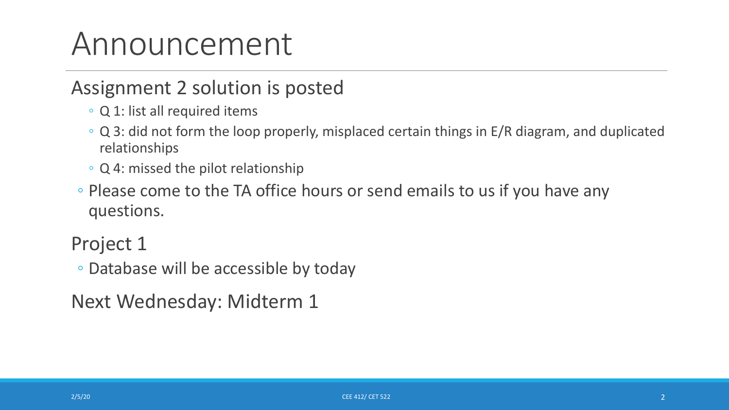# Announcement

## Assignment 2 solution is posted

- Q 1: list all required items
- Q 3: did not form the loop properly, misplaced certain things in E/R diagram, and duplicated relationships
- Q 4: missed the pilot relationship

- Please come to the TA office hours or send emails to us if you have any questions.

## Project 1

- Database will be accessible by today

## Next Wednesday: Midterm 1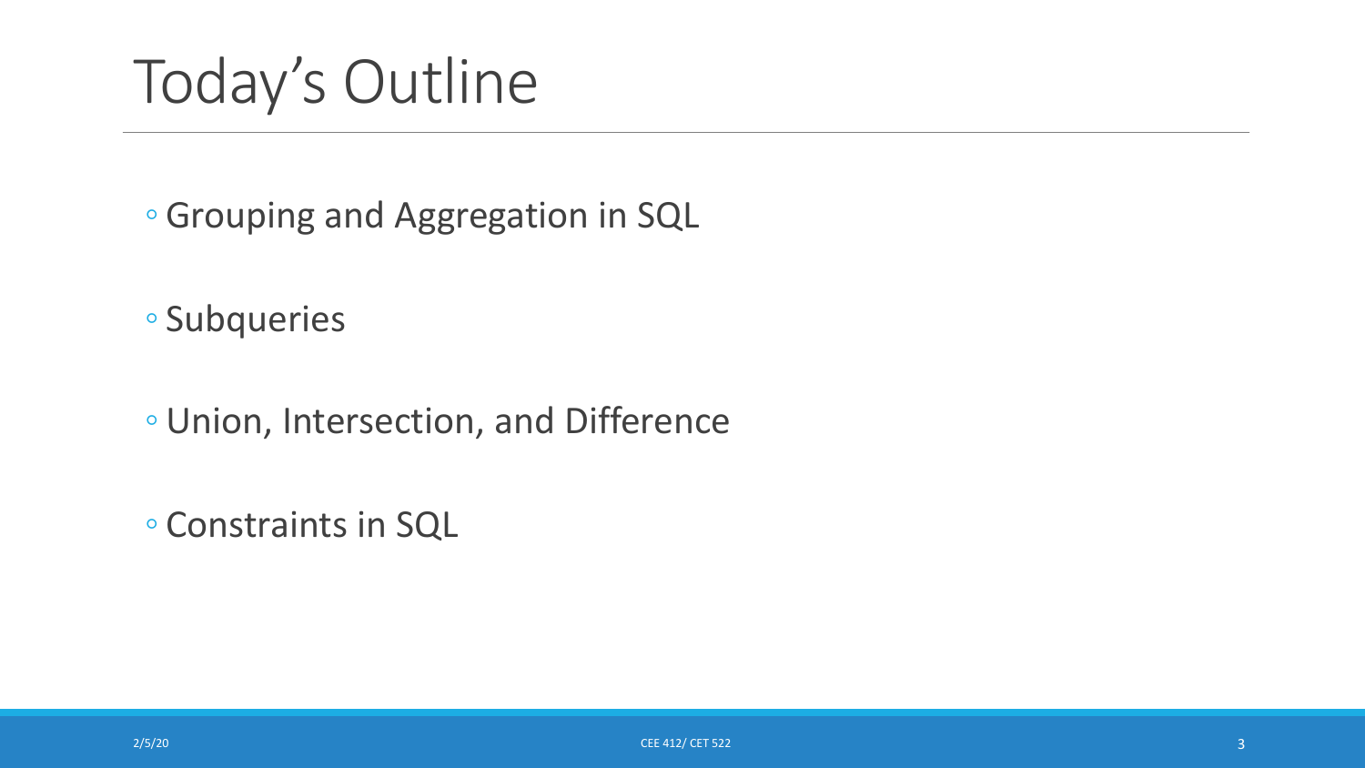# Today's Outline

- Grouping and Aggregation in SQL
- Subqueries
- Union, Intersection, and Difference
- Constraints in SQL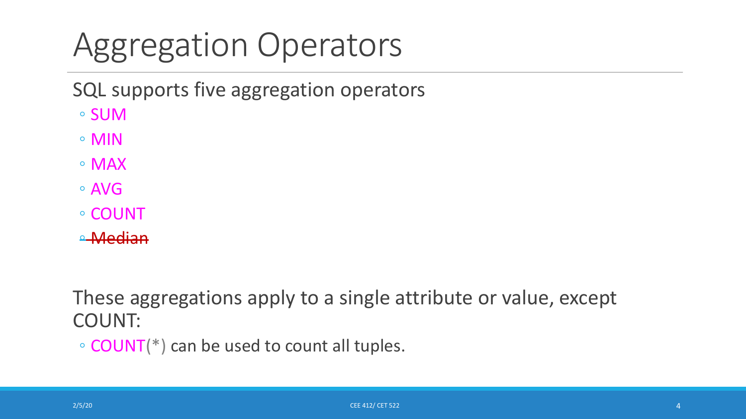# Aggregation Operators

SQL supports five aggregation operators

- SUM
- MIN
- MAX
- AVG
- COUNT
- ~~Median~~

These aggregations apply to a single attribute or value, except COUNT:

- COUNT(*) can be used to count all tuples.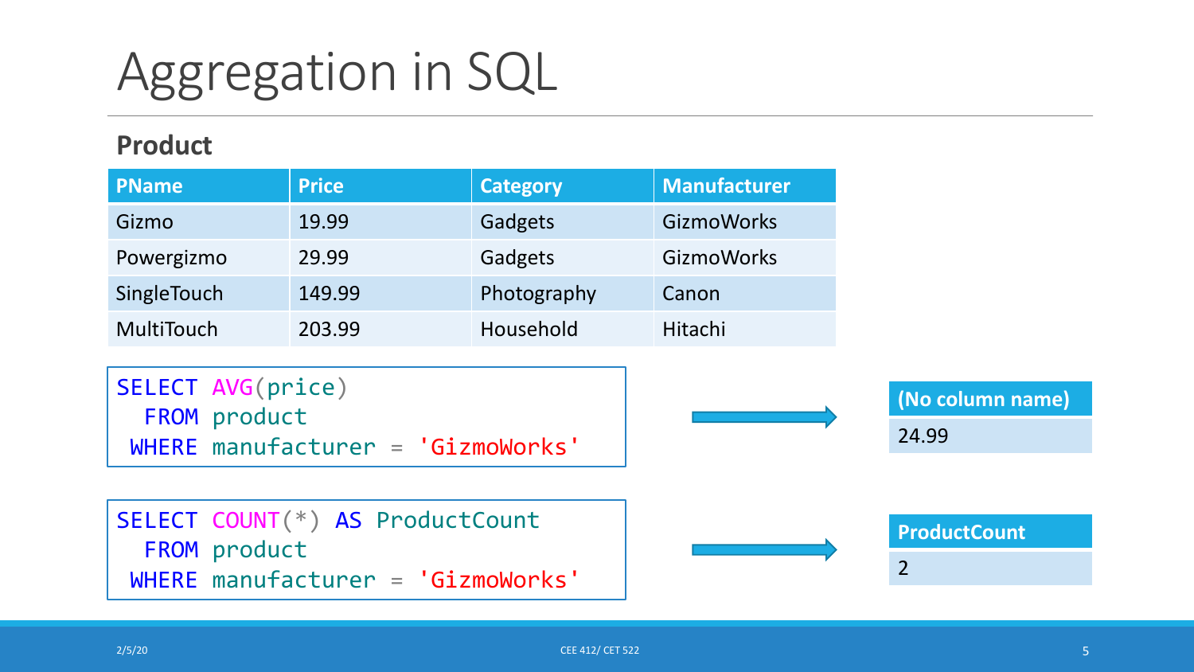# Aggregation in SQL

**Product**

| PName | Price | Category | Manufacturer |
|---|---|---|---|
| Gizmo | 19.99 | Gadgets | GizmoWorks |
| Powergizmo | 29.99 | Gadgets | GizmoWorks |
| SingleTouch | 149.99 | Photography | Canon |
| MultiTouch | 203.99 | Household | Hitachi |

```
SELECT AVG(price)
  FROM product
 WHERE manufacturer = 'GizmoWorks'
```

| (No column name) |
|---|
| 24.99 |

```
SELECT COUNT(*) AS ProductCount
  FROM product
 WHERE manufacturer = 'GizmoWorks'
```

| ProductCount |
|---|
| 2 |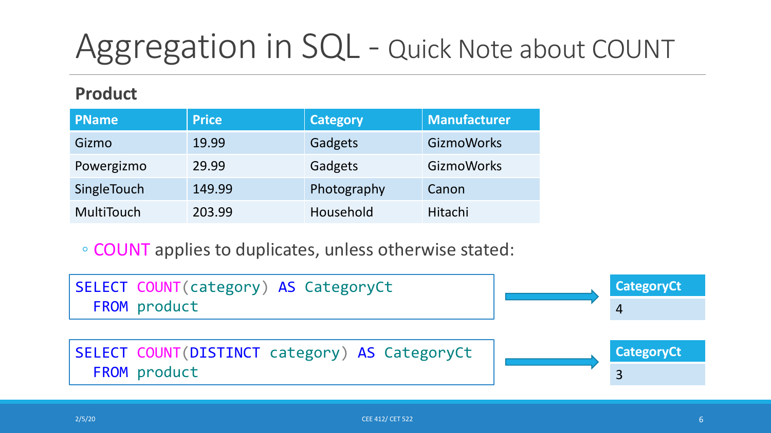# Aggregation in SQL - Quick Note about COUNT

**Product**

| PName | Price | Category | Manufacturer |
|---|---|---|---|
| Gizmo | 19.99 | Gadgets | GizmoWorks |
| Powergizmo | 29.99 | Gadgets | GizmoWorks |
| SingleTouch | 149.99 | Photography | Canon |
| MultiTouch | 203.99 | Household | Hitachi |

- COUNT applies to duplicates, unless otherwise stated:

```
SELECT COUNT(category) AS CategoryCt
  FROM product
```

| CategoryCt |
|---|
| 4 |

```
SELECT COUNT(DISTINCT category) AS CategoryCt
  FROM product
```

| CategoryCt |
|---|
| 3 |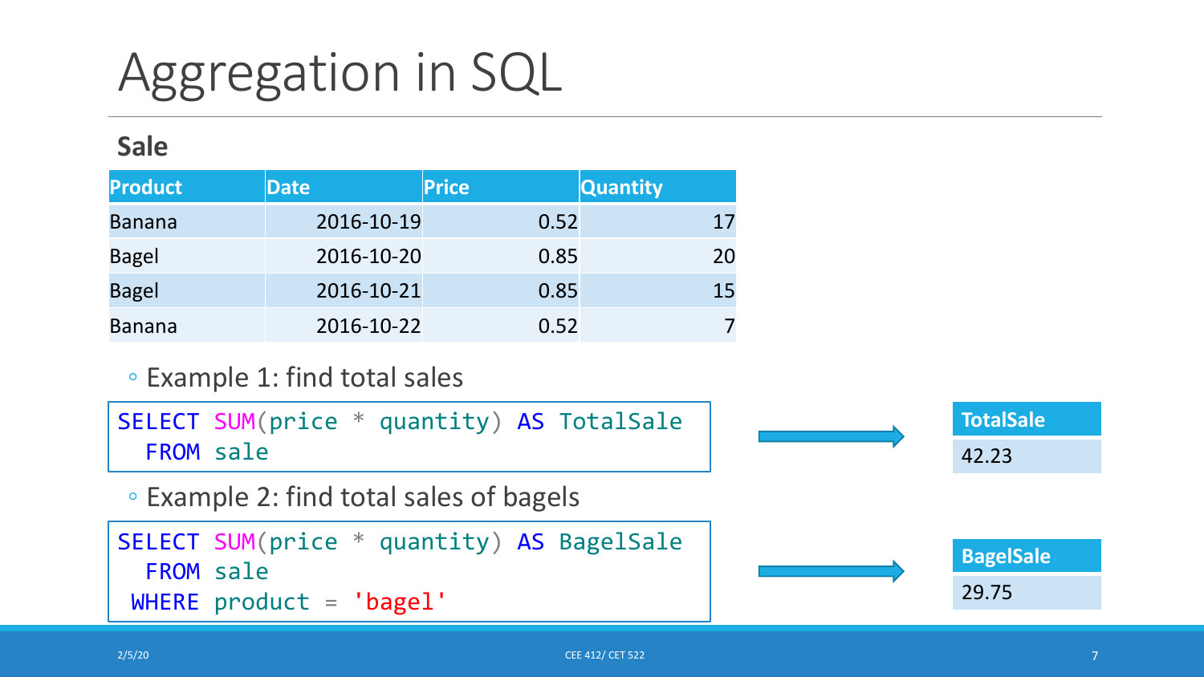# Aggregation in SQL

**Sale**

| Product | Date | Price | Quantity |
|---|---|---|---|
| Banana | 2016-10-19 | 0.52 | 17 |
| Bagel | 2016-10-20 | 0.85 | 20 |
| Bagel | 2016-10-21 | 0.85 | 15 |
| Banana | 2016-10-22 | 0.52 | 7 |

- Example 1: find total sales

```
SELECT SUM(price * quantity) AS TotalSale
  FROM sale
```

| TotalSale |
|---|
| 42.23 |

- Example 2: find total sales of bagels

```
SELECT SUM(price * quantity) AS BagelSale
  FROM sale
 WHERE product = 'bagel'
```

| BagelSale |
|---|
| 29.75 |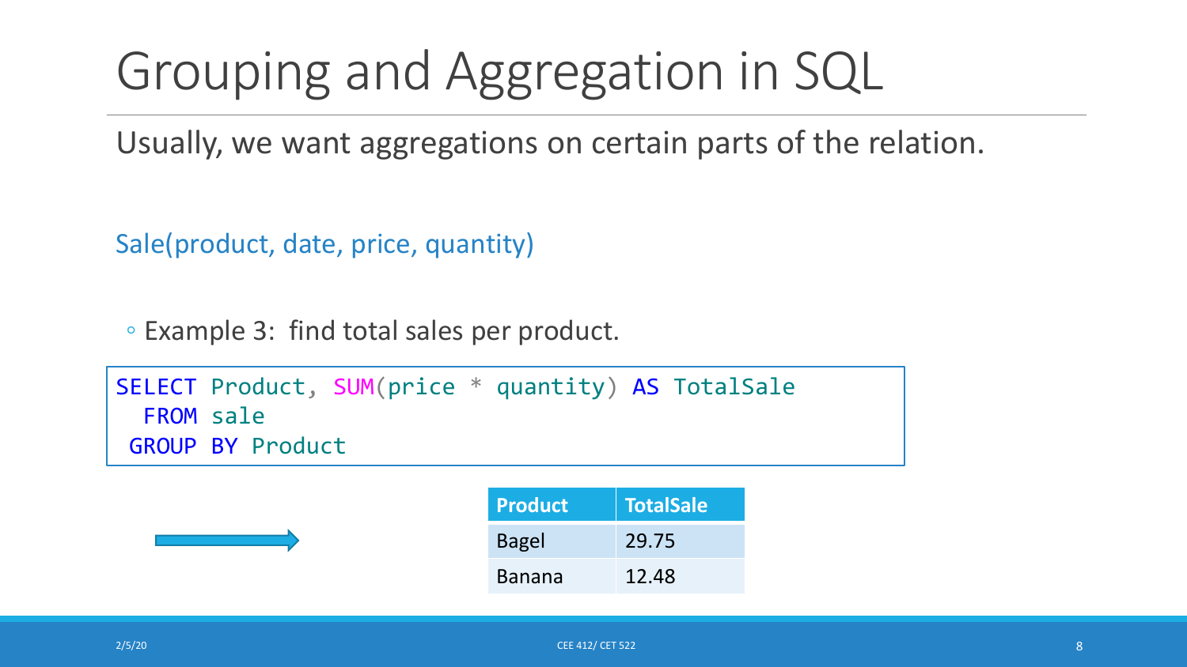# Grouping and Aggregation in SQL

Usually, we want aggregations on certain parts of the relation.

Sale(product, date, price, quantity)

- Example 3: find total sales per product.

```
SELECT Product, SUM(price * quantity) AS TotalSale
  FROM sale
 GROUP BY Product
```

| Product | TotalSale |
| --- | --- |
| Bagel | 29.75 |
| Banana | 12.48 |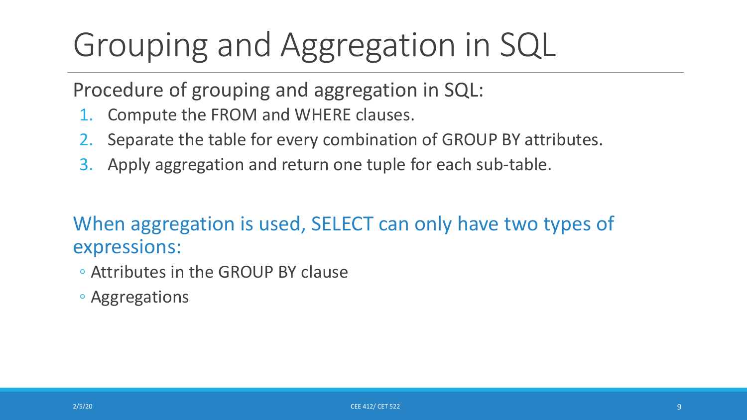# Grouping and Aggregation in SQL

Procedure of grouping and aggregation in SQL:

1. Compute the FROM and WHERE clauses.
2. Separate the table for every combination of GROUP BY attributes.
3. Apply aggregation and return one tuple for each sub-table.

When aggregation is used, SELECT can only have two types of expressions:

- Attributes in the GROUP BY clause
- Aggregations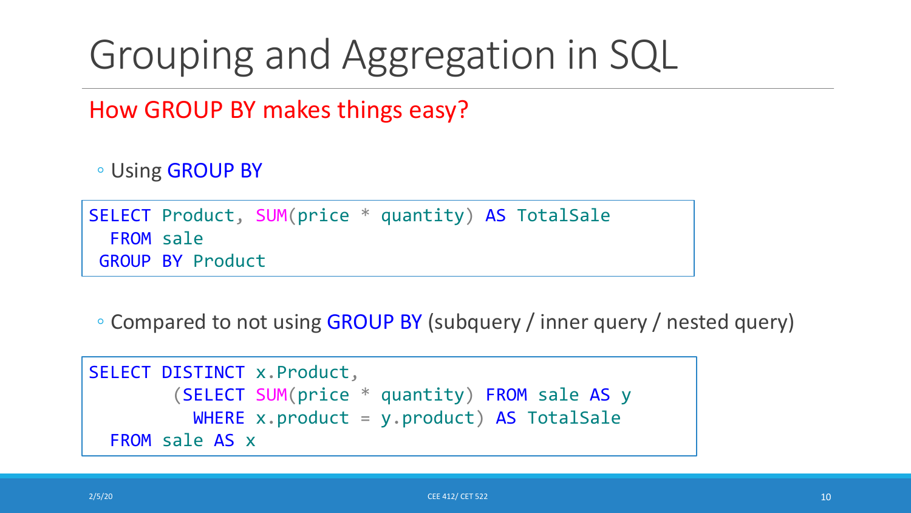# Grouping and Aggregation in SQL

How GROUP BY makes things easy?

- Using GROUP BY

```
SELECT Product, SUM(price * quantity) AS TotalSale
  FROM sale
 GROUP BY Product
```

- Compared to not using GROUP BY (subquery / inner query / nested query)

```
SELECT DISTINCT x.Product,
        (SELECT SUM(price * quantity) FROM sale AS y
          WHERE x.product = y.product) AS TotalSale
  FROM sale AS x
```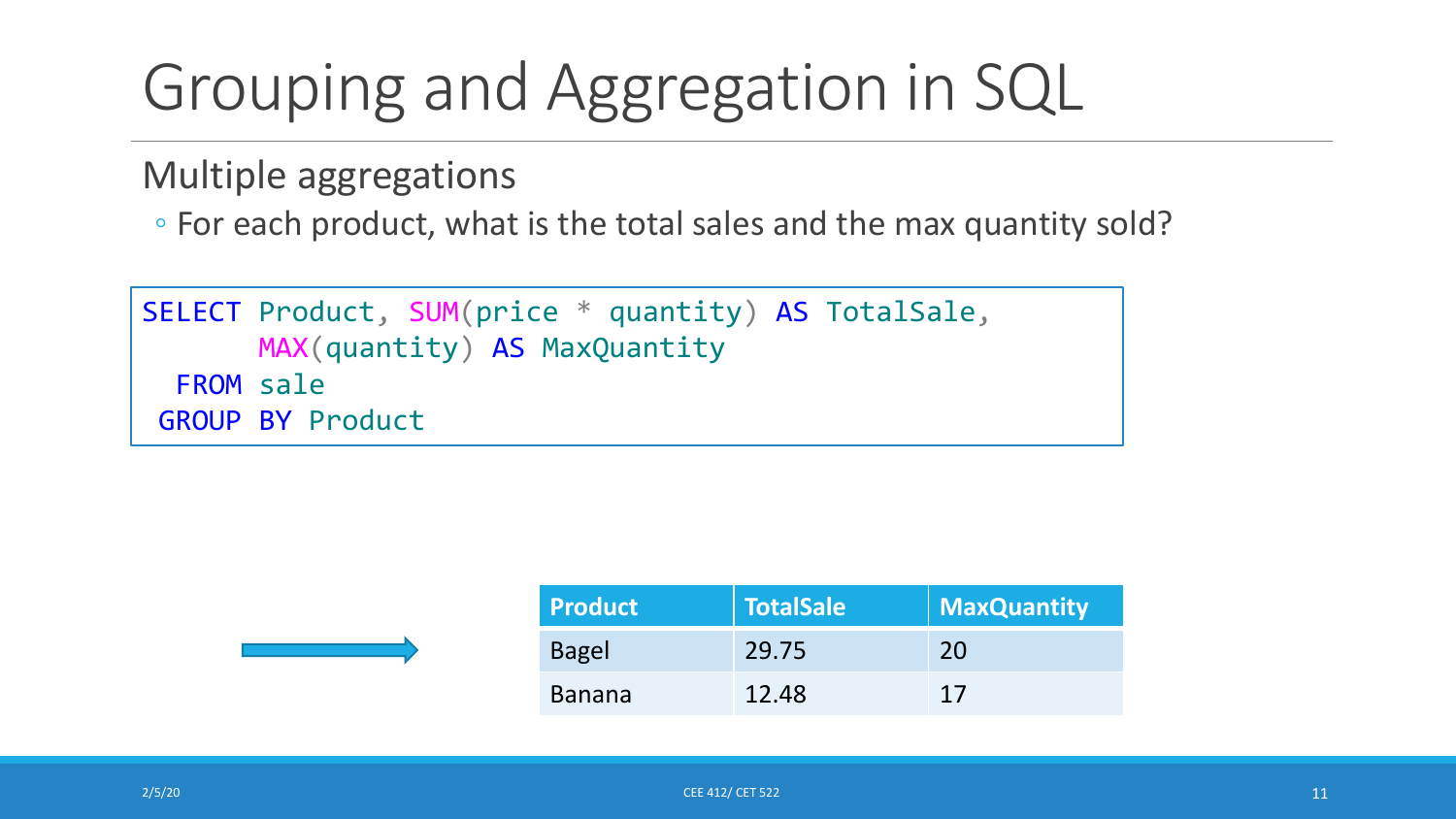# Grouping and Aggregation in SQL

## Multiple aggregations

- For each product, what is the total sales and the max quantity sold?

```
SELECT Product, SUM(price * quantity) AS TotalSale,
       MAX(quantity) AS MaxQuantity
  FROM sale
 GROUP BY Product
```

| Product | TotalSale | MaxQuantity |
|---|---|---|
| Bagel | 29.75 | 20 |
| Banana | 12.48 | 17 |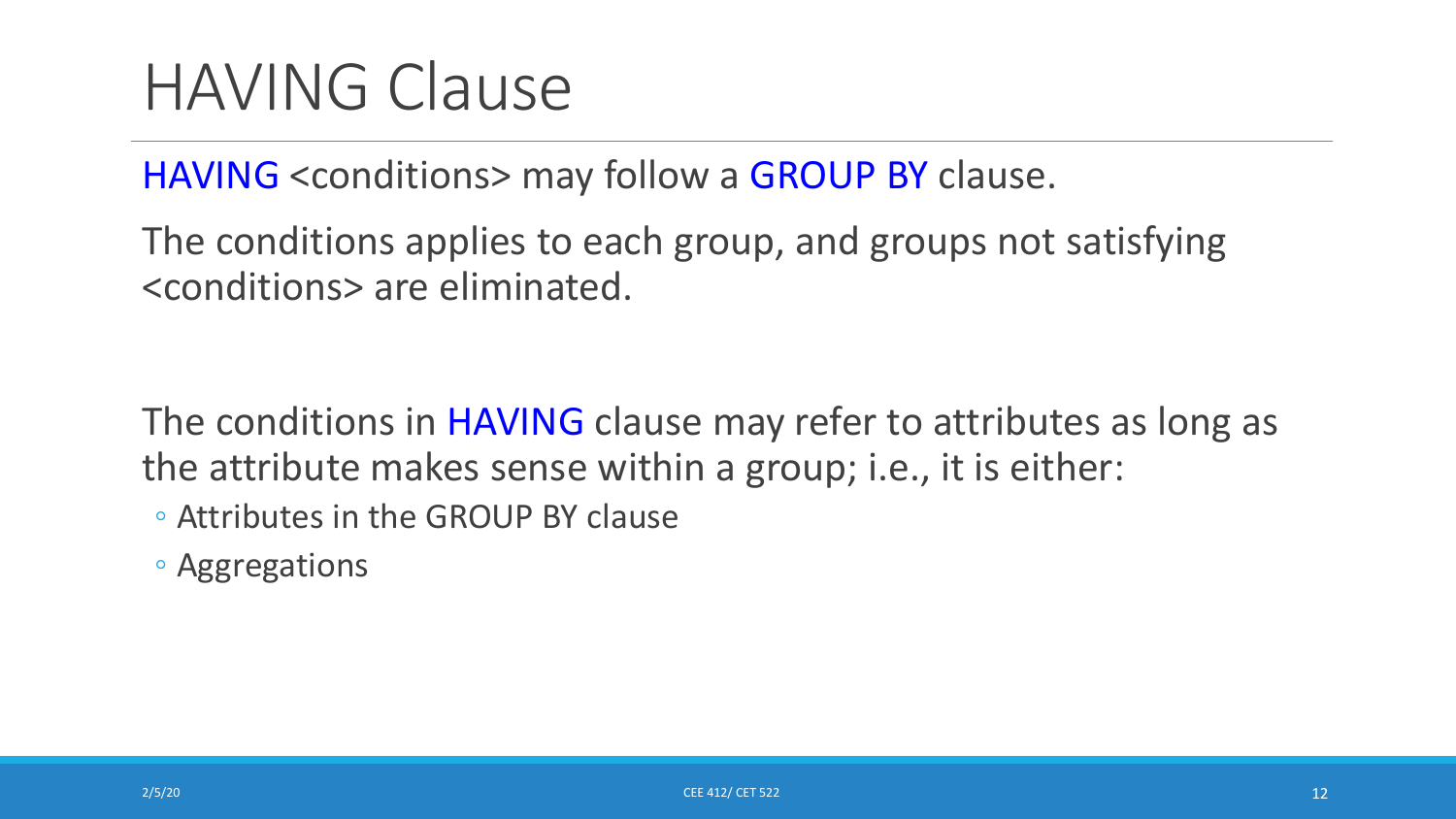# HAVING Clause

HAVING <conditions> may follow a GROUP BY clause.

The conditions applies to each group, and groups not satisfying <conditions> are eliminated.

The conditions in HAVING clause may refer to attributes as long as the attribute makes sense within a group; i.e., it is either:

- Attributes in the GROUP BY clause
- Aggregations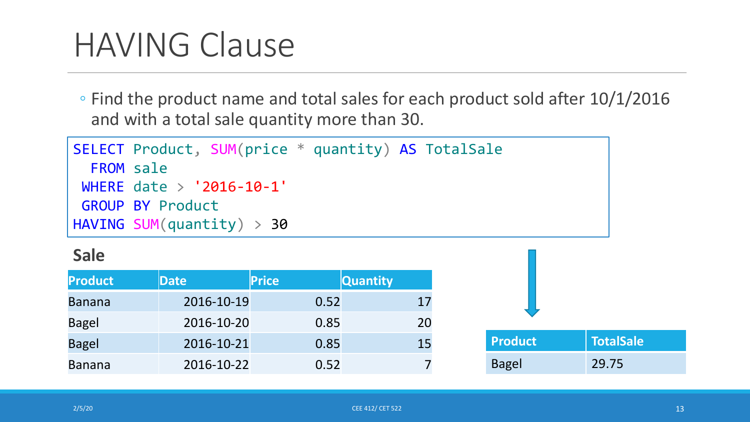# HAVING Clause

- Find the product name and total sales for each product sold after 10/1/2016 and with a total sale quantity more than 30.

```
SELECT Product, SUM(price * quantity) AS TotalSale
  FROM sale
 WHERE date > '2016-10-1'
 GROUP BY Product
HAVING SUM(quantity) > 30
```

**Sale**

| Product | Date | Price | Quantity |
|---|---|---|---|
| Banana | 2016-10-19 | 0.52 | 17 |
| Bagel | 2016-10-20 | 0.85 | 20 |
| Bagel | 2016-10-21 | 0.85 | 15 |
| Banana | 2016-10-22 | 0.52 | 7 |

| Product | TotalSale |
|---|---|
| Bagel | 29.75 |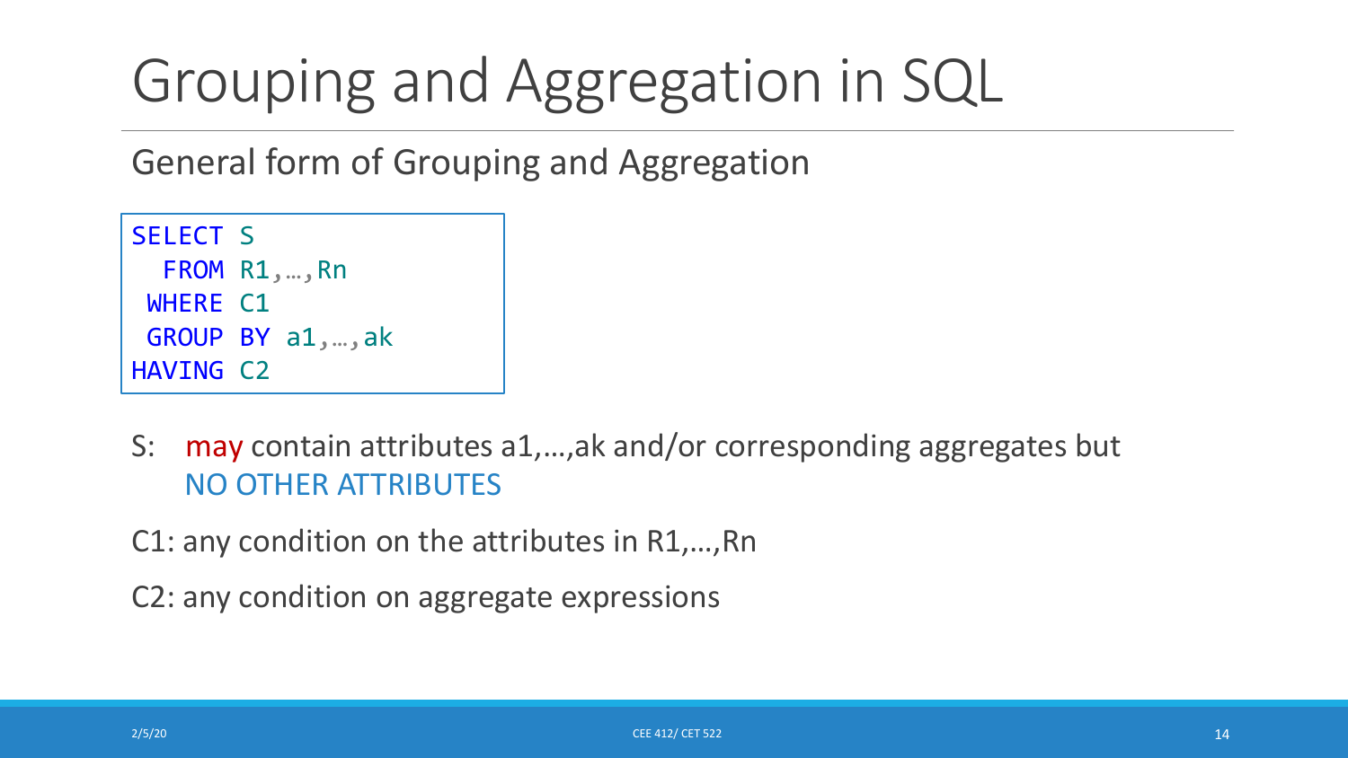# Grouping and Aggregation in SQL

General form of Grouping and Aggregation

```
SELECT S
  FROM R1,…,Rn
 WHERE C1
 GROUP BY a1,…,ak
HAVING C2
```

S: may contain attributes a1,…,ak and/or corresponding aggregates but NO OTHER ATTRIBUTES

C1: any condition on the attributes in R1,…,Rn

C2: any condition on aggregate expressions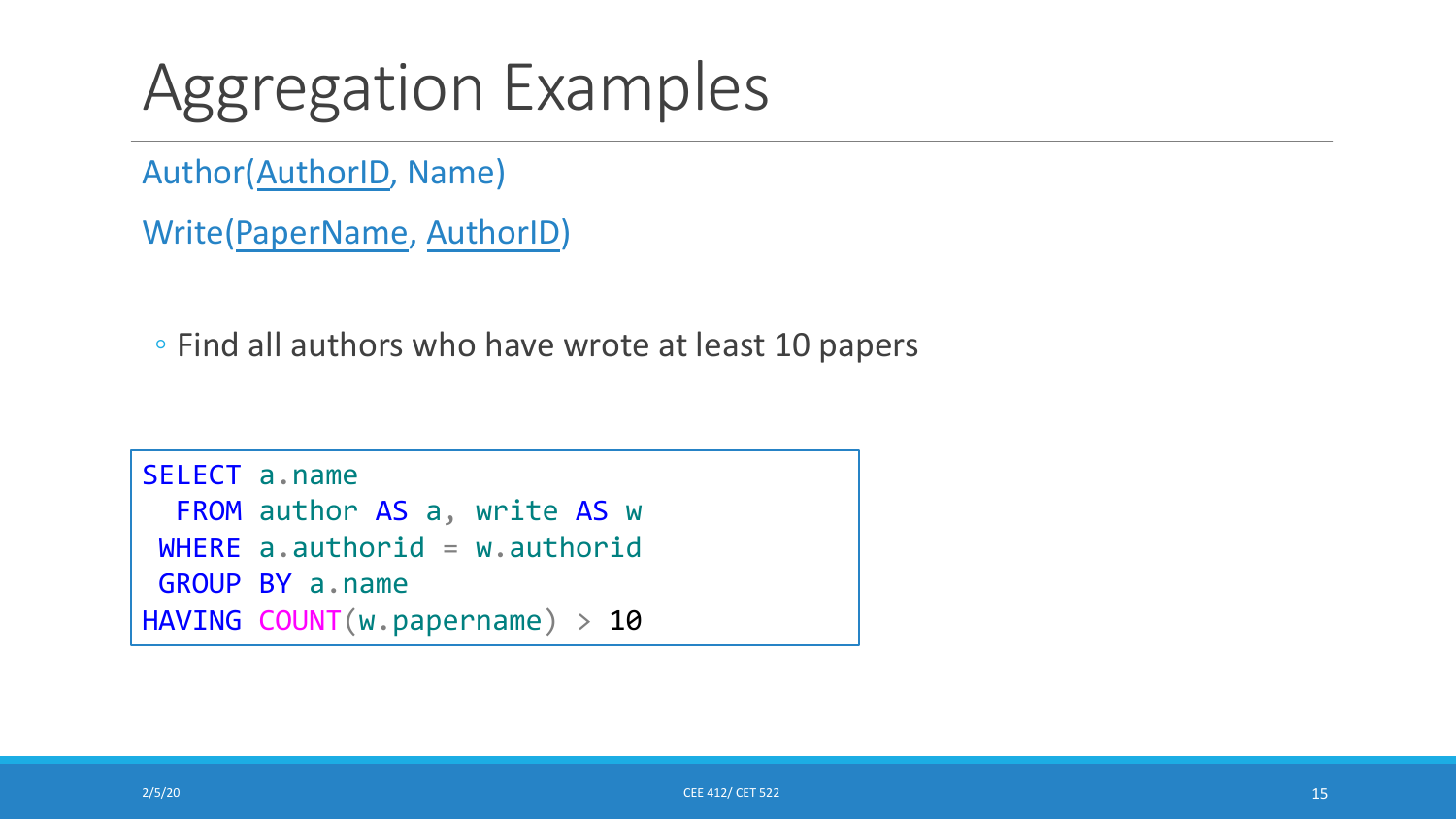# Aggregation Examples

Author(AuthorID, Name)

Write(PaperName, AuthorID)

- Find all authors who have wrote at least 10 papers

```
SELECT a.name
  FROM author AS a, write AS w
 WHERE a.authorid = w.authorid
 GROUP BY a.name
HAVING COUNT(w.papername) > 10
```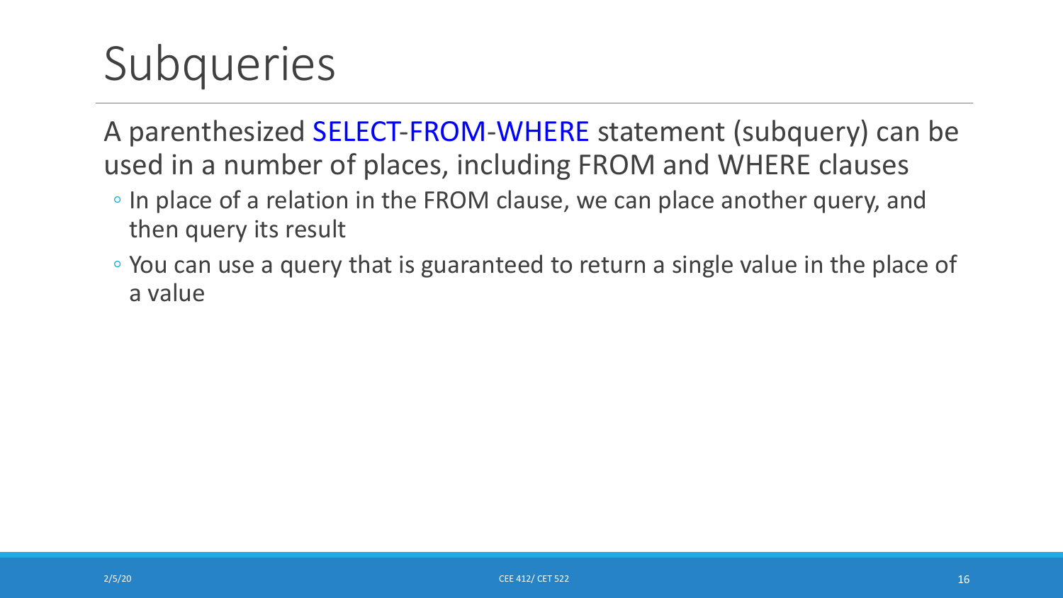# Subqueries

A parenthesized SELECT-FROM-WHERE statement (subquery) can be used in a number of places, including FROM and WHERE clauses

- In place of a relation in the FROM clause, we can place another query, and then query its result
- You can use a query that is guaranteed to return a single value in the place of a value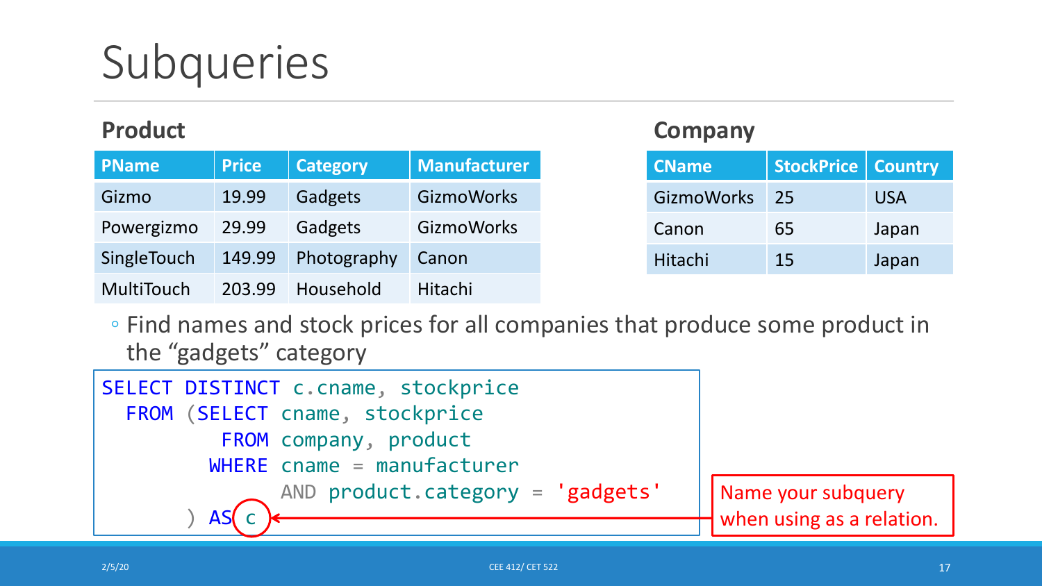# Subqueries

**Product**

| PName | Price | Category | Manufacturer |
|---|---|---|---|
| Gizmo | 19.99 | Gadgets | GizmoWorks |
| Powergizmo | 29.99 | Gadgets | GizmoWorks |
| SingleTouch | 149.99 | Photography | Canon |
| MultiTouch | 203.99 | Household | Hitachi |

**Company**

| CName | StockPrice | Country |
|---|---|---|
| GizmoWorks | 25 | USA |
| Canon | 65 | Japan |
| Hitachi | 15 | Japan |

- Find names and stock prices for all companies that produce some product in the “gadgets” category

```
SELECT DISTINCT c.cname, stockprice
  FROM (SELECT cname, stockprice
          FROM company, product
         WHERE cname = manufacturer
               AND product.category = 'gadgets'
       ) AS c
```

Name your subquery when using as a relation.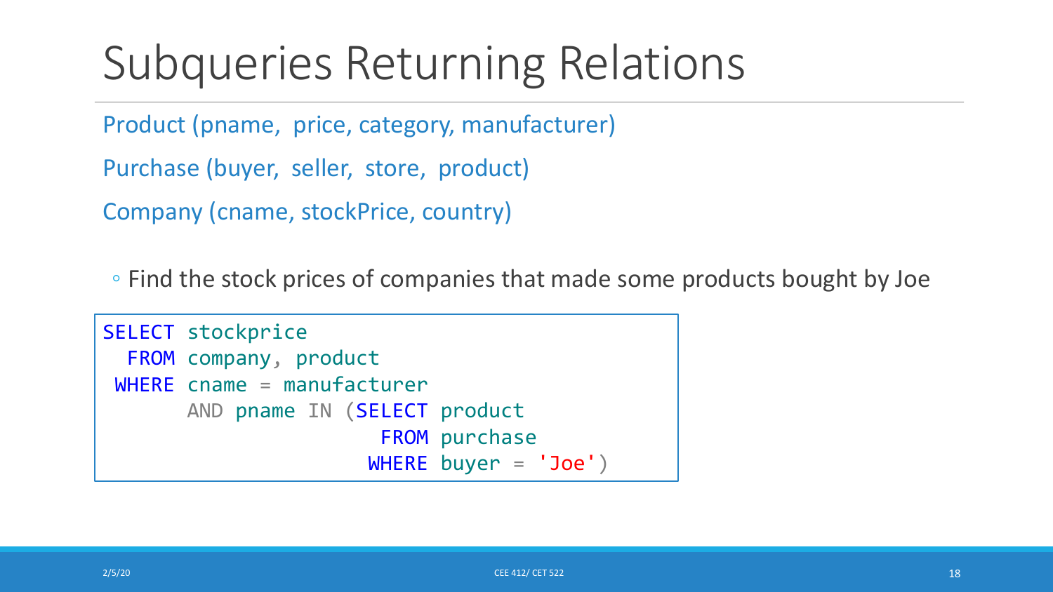# Subqueries Returning Relations

Product (pname, price, category, manufacturer)

Purchase (buyer, seller, store, product)

Company (cname, stockPrice, country)

- Find the stock prices of companies that made some products bought by Joe

```
SELECT stockprice
  FROM company, product
 WHERE cname = manufacturer
       AND pname IN (SELECT product
                      FROM purchase
                     WHERE buyer = 'Joe')
```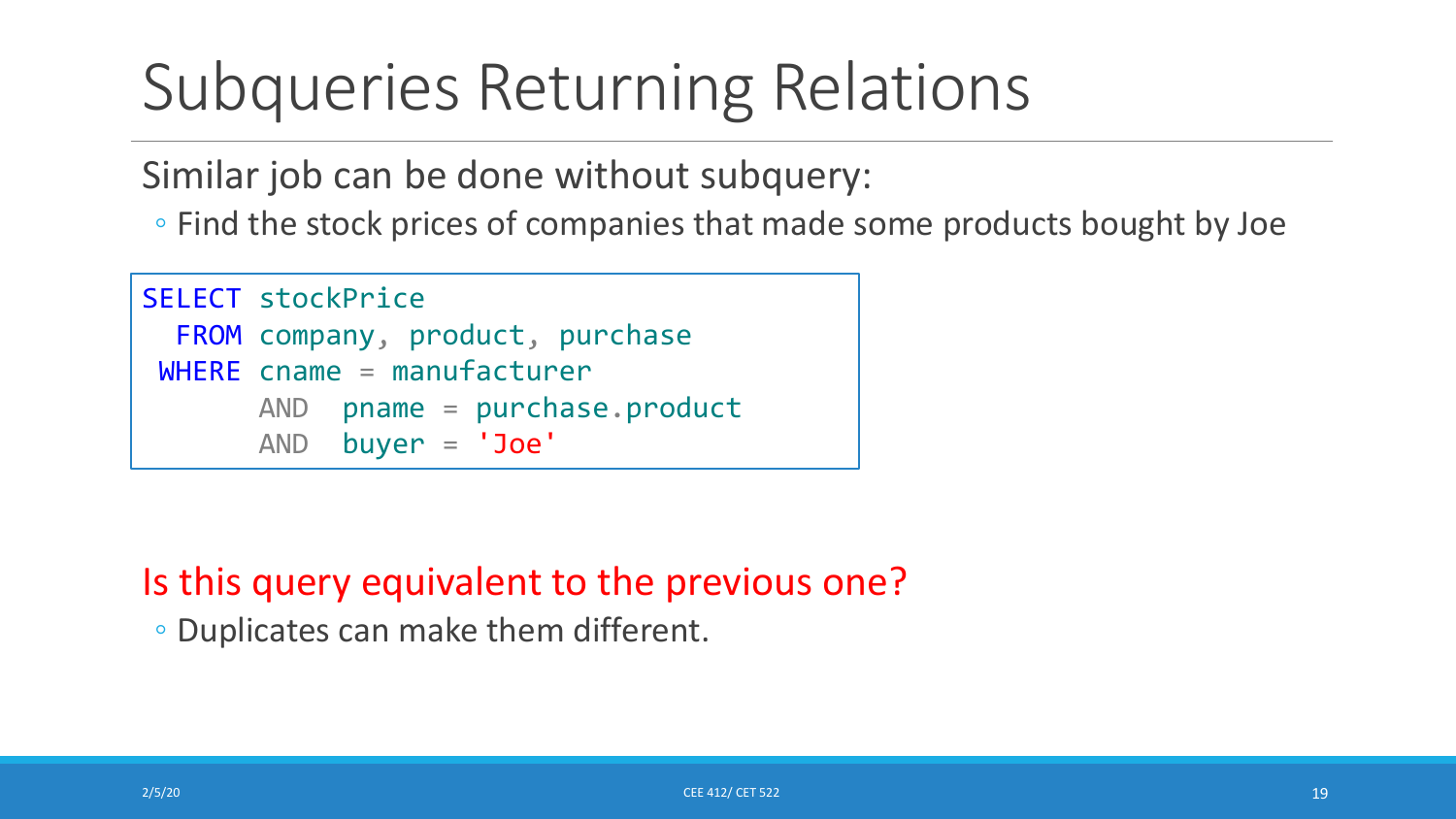# Subqueries Returning Relations

Similar job can be done without subquery:

- Find the stock prices of companies that made some products bought by Joe

```
SELECT stockPrice
  FROM company, product, purchase
 WHERE cname = manufacturer
       AND  pname = purchase.product
       AND  buyer = 'Joe'
```

Is this query equivalent to the previous one?

- Duplicates can make them different.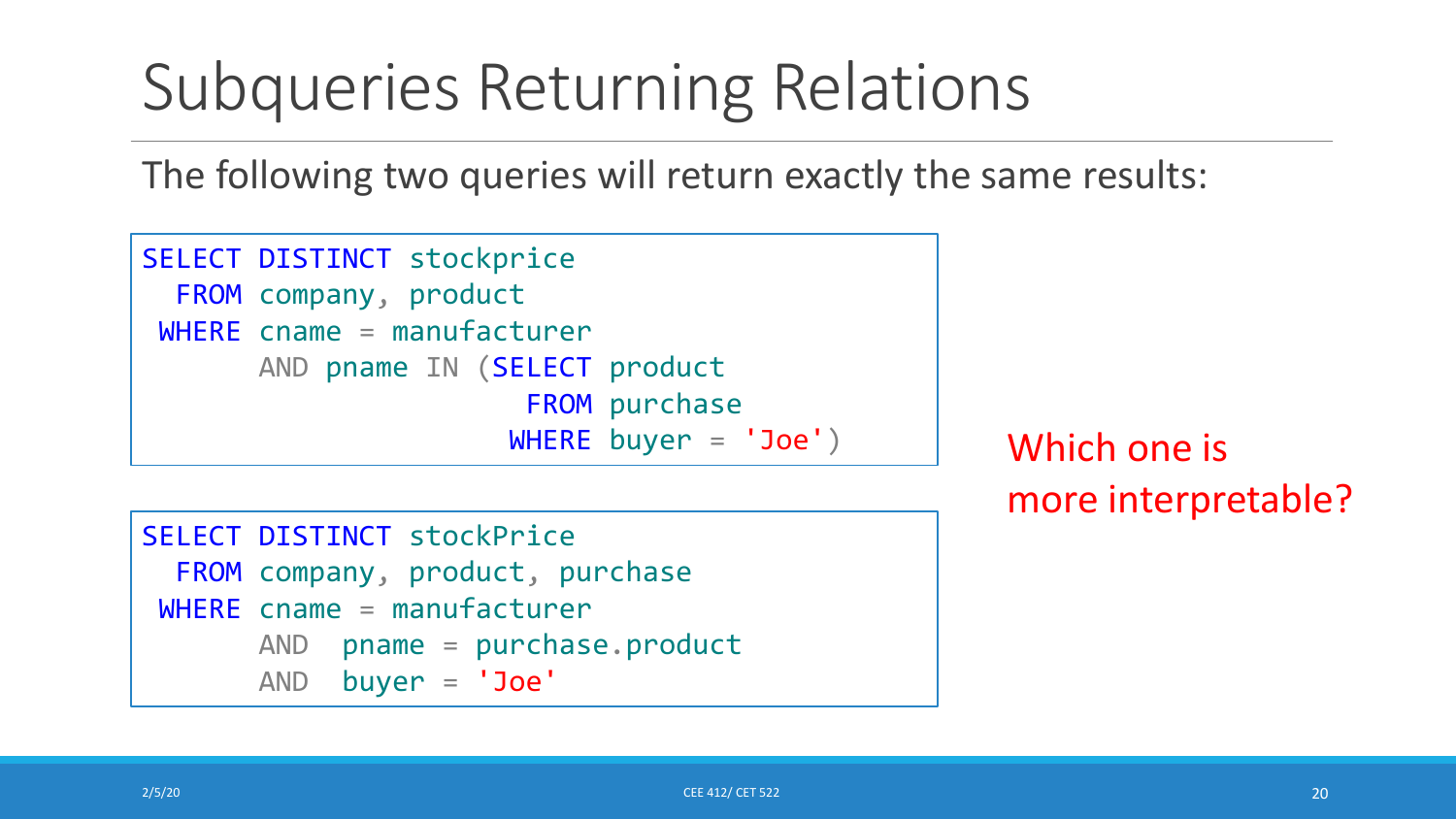# Subqueries Returning Relations

The following two queries will return exactly the same results:

```
SELECT DISTINCT stockprice
  FROM company, product
 WHERE cname = manufacturer
       AND pname IN (SELECT product
                       FROM purchase
                      WHERE buyer = 'Joe')
```

```
SELECT DISTINCT stockPrice
  FROM company, product, purchase
 WHERE cname = manufacturer
       AND  pname = purchase.product
       AND  buyer = 'Joe'
```

Which one is more interpretable?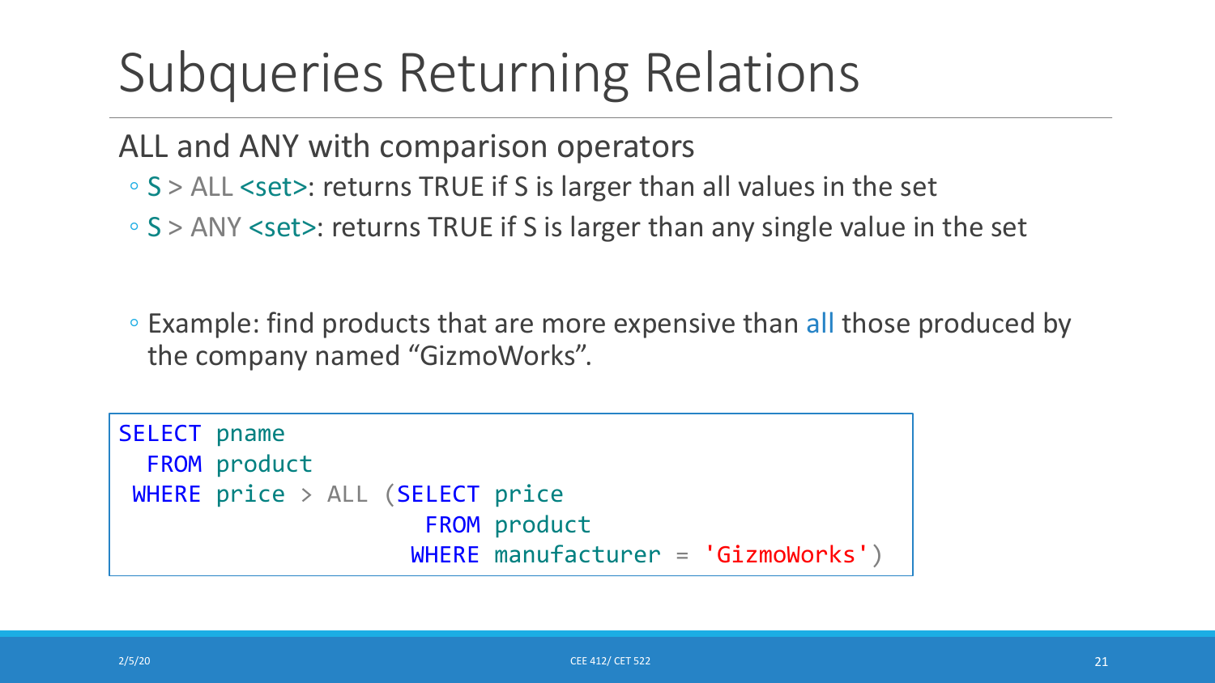# Subqueries Returning Relations

ALL and ANY with comparison operators

- S > ALL <set>: returns TRUE if S is larger than all values in the set
- S > ANY <set>: returns TRUE if S is larger than any single value in the set

- Example: find products that are more expensive than all those produced by the company named "GizmoWorks".

```
SELECT pname
  FROM product
 WHERE price > ALL (SELECT price
                     FROM product
                    WHERE manufacturer = 'GizmoWorks')
```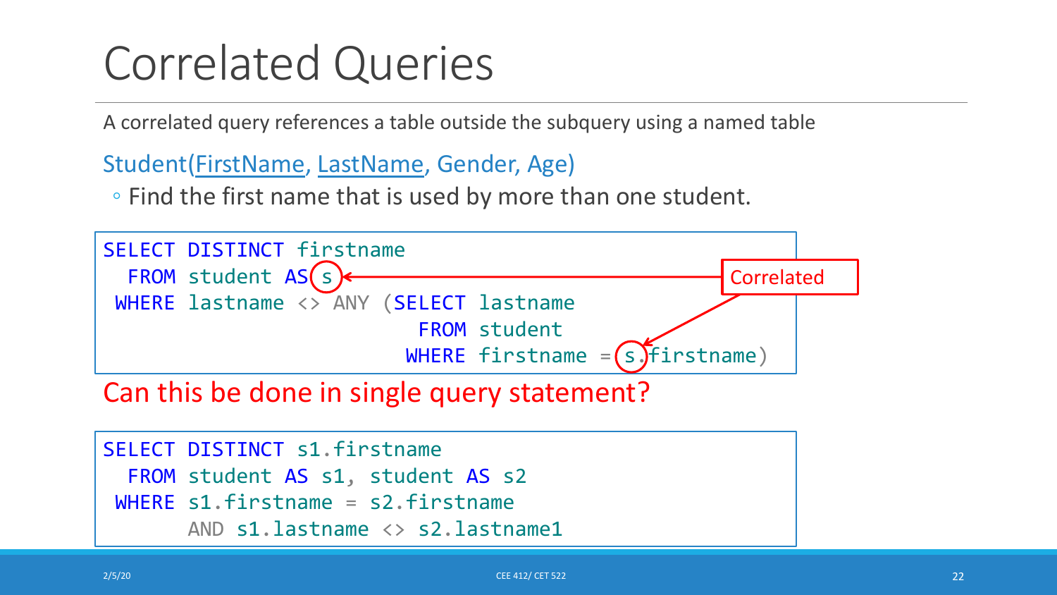# Correlated Queries

A correlated query references a table outside the subquery using a named table

Student(FirstName, LastName, Gender, Age)

- Find the first name that is used by more than one student.

```
SELECT DISTINCT firstname
  FROM student AS s
 WHERE lastname <> ANY (SELECT lastname
                          FROM student
                         WHERE firstname = s.firstname)
```

Correlated

Can this be done in single query statement?

```
SELECT DISTINCT s1.firstname
  FROM student AS s1, student AS s2
 WHERE s1.firstname = s2.firstname
       AND s1.lastname <> s2.lastname1
```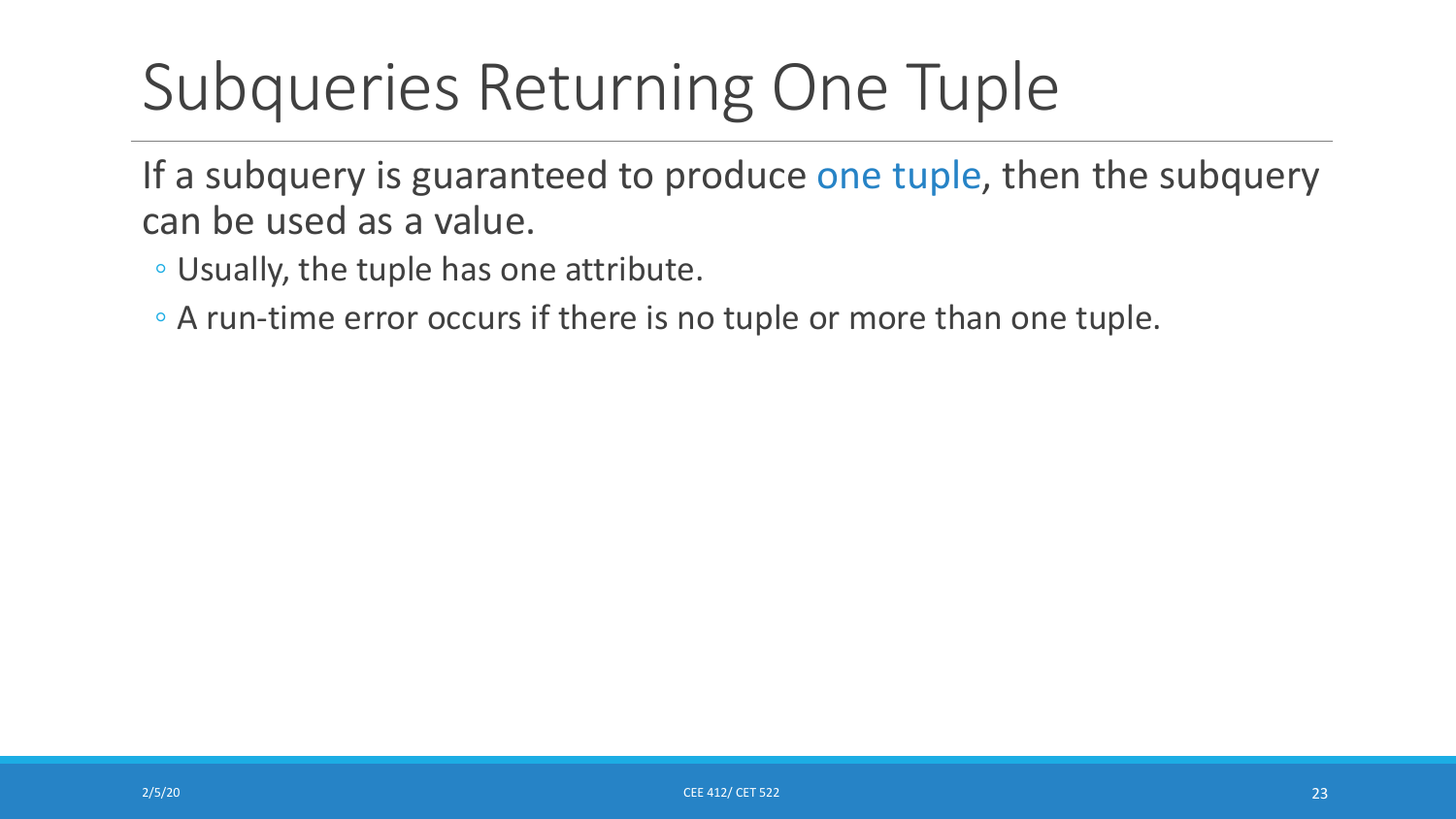# Subqueries Returning One Tuple

If a subquery is guaranteed to produce one tuple, then the subquery can be used as a value.

- Usually, the tuple has one attribute.
- A run-time error occurs if there is no tuple or more than one tuple.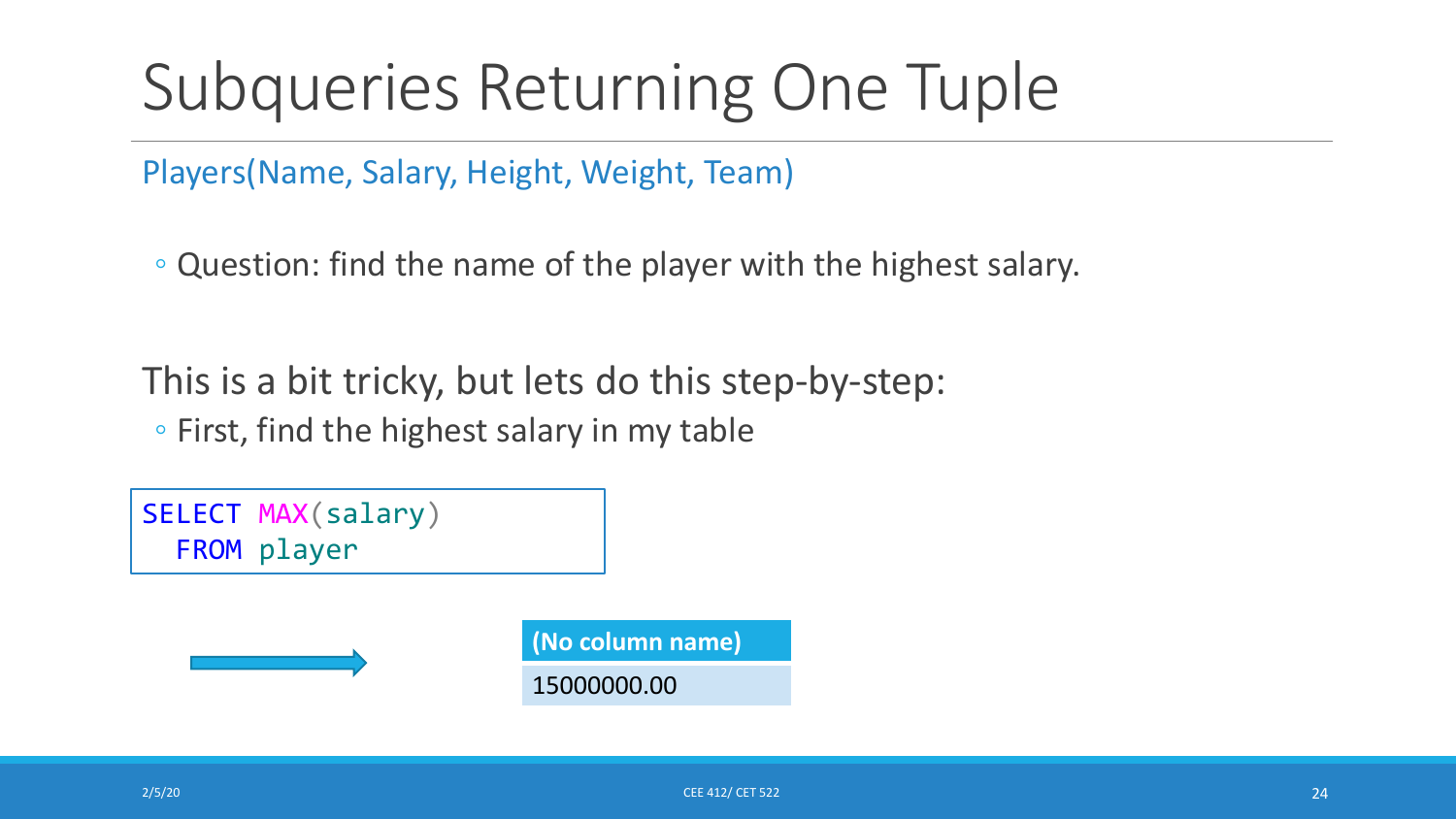# Subqueries Returning One Tuple

Players(Name, Salary, Height, Weight, Team)

- Question: find the name of the player with the highest salary.

This is a bit tricky, but lets do this step-by-step:

- First, find the highest salary in my table

```
SELECT MAX(salary)
  FROM player
```

| (No column name) |
| --- |
| 15000000.00 |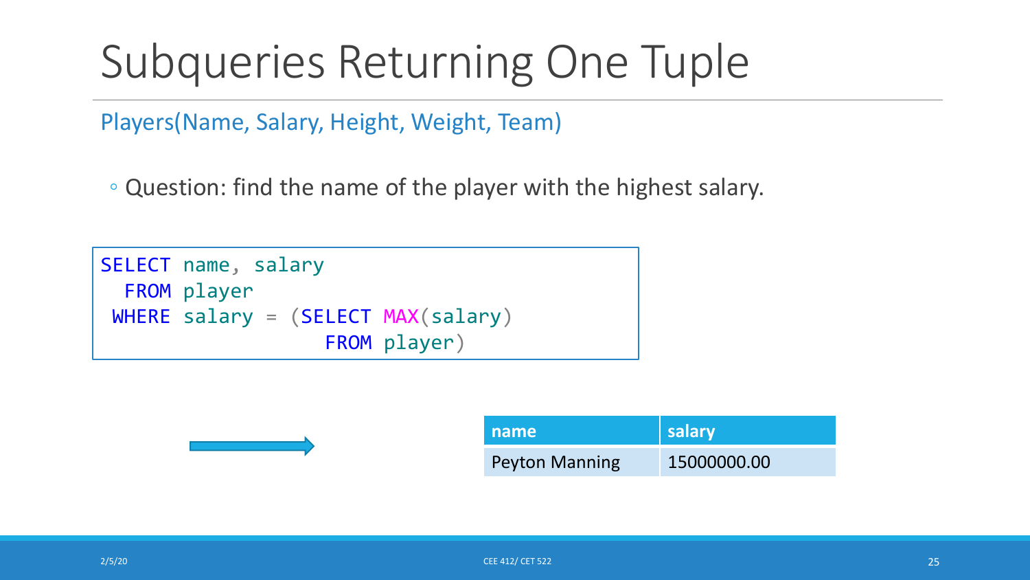# Subqueries Returning One Tuple

Players(Name, Salary, Height, Weight, Team)

- Question: find the name of the player with the highest salary.

```
SELECT name, salary
  FROM player
 WHERE salary = (SELECT MAX(salary)
                   FROM player)
```

→

| name | salary |
| --- | --- |
| Peyton Manning | 15000000.00 |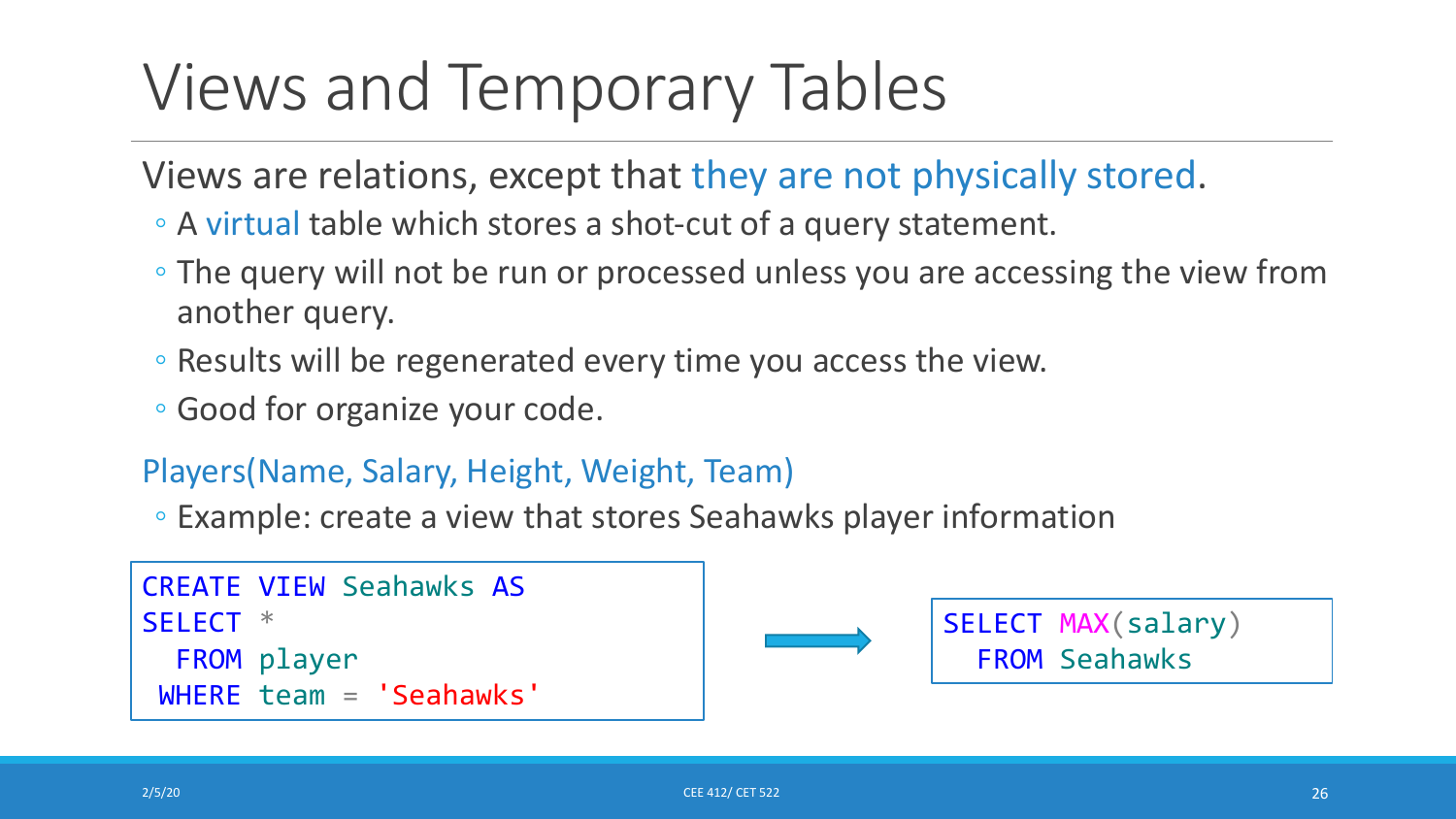# Views and Temporary Tables

Views are relations, except that they are not physically stored.

- A virtual table which stores a shot-cut of a query statement.
- The query will not be run or processed unless you are accessing the view from another query.
- Results will be regenerated every time you access the view.
- Good for organize your code.

Players(Name, Salary, Height, Weight, Team)

- Example: create a view that stores Seahawks player information

```
CREATE VIEW Seahawks AS
SELECT *
  FROM player
 WHERE team = 'Seahawks'
```

→

```
SELECT MAX(salary)
  FROM Seahawks
```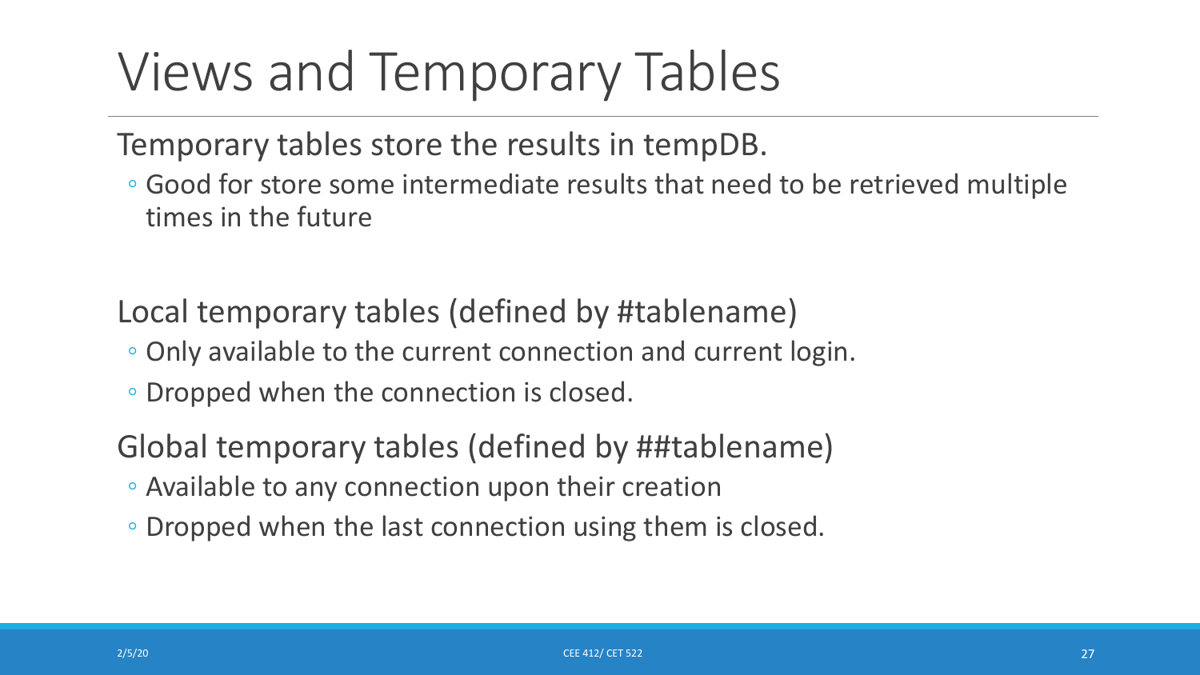# Views and Temporary Tables

Temporary tables store the results in tempDB.

- Good for store some intermediate results that need to be retrieved multiple times in the future

Local temporary tables (defined by #tablename)

- Only available to the current connection and current login.
- Dropped when the connection is closed.

Global temporary tables (defined by ##tablename)

- Available to any connection upon their creation
- Dropped when the last connection using them is closed.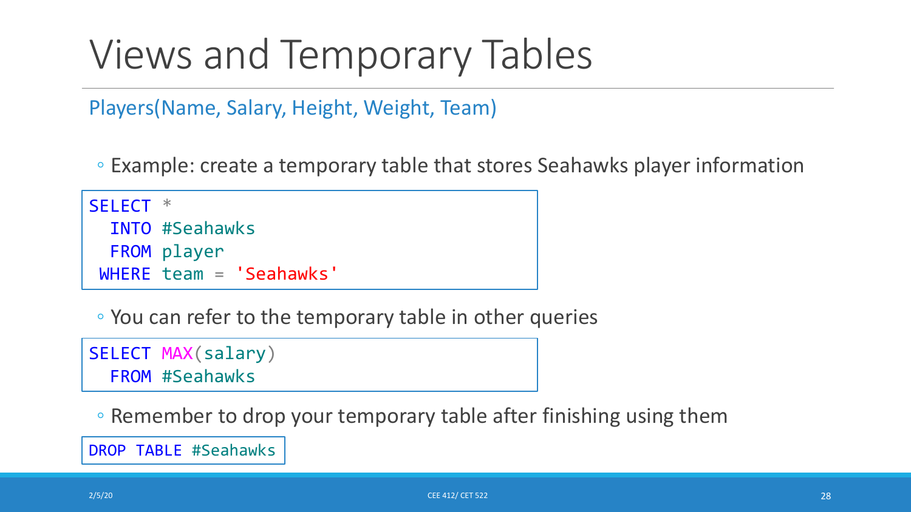# Views and Temporary Tables

Players(Name, Salary, Height, Weight, Team)

- Example: create a temporary table that stores Seahawks player information

```
SELECT *
  INTO #Seahawks
  FROM player
 WHERE team = 'Seahawks'
```

- You can refer to the temporary table in other queries

```
SELECT MAX(salary)
  FROM #Seahawks
```

- Remember to drop your temporary table after finishing using them

```
DROP TABLE #Seahawks
```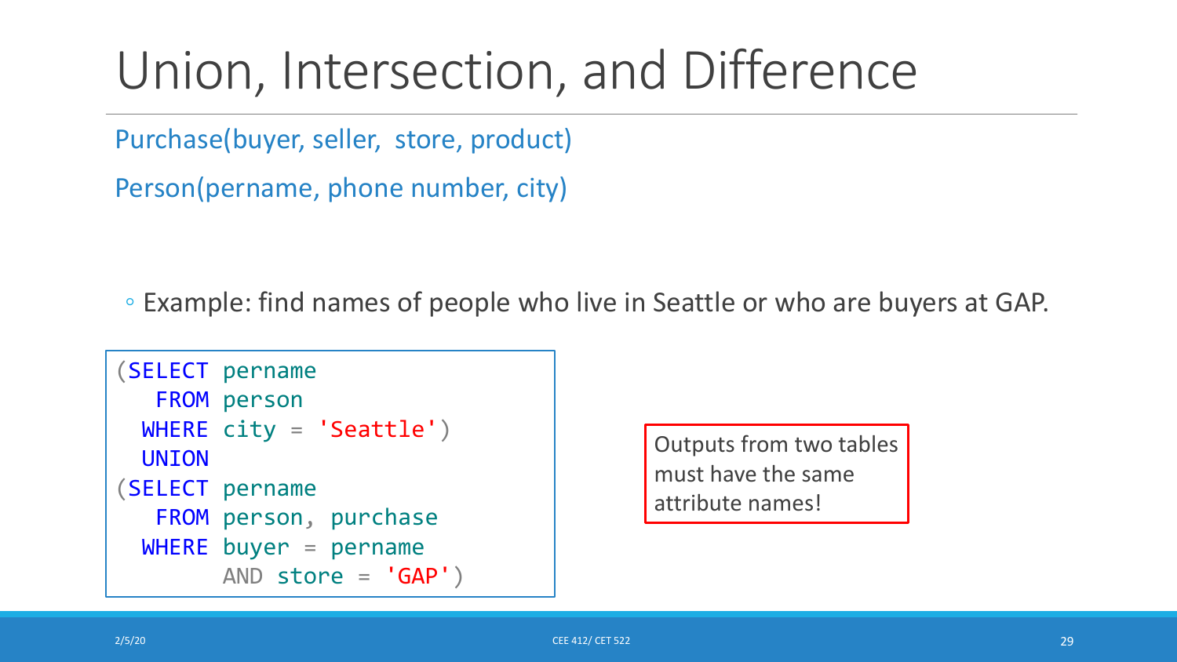# Union, Intersection, and Difference

Purchase(buyer, seller, store, product)

Person(pername, phone number, city)

- Example: find names of people who live in Seattle or who are buyers at GAP.

```
(SELECT pername
   FROM person
  WHERE city = 'Seattle')
  UNION
(SELECT pername
   FROM person, purchase
  WHERE buyer = pername
        AND store = 'GAP')
```

Outputs from two tables must have the same attribute names!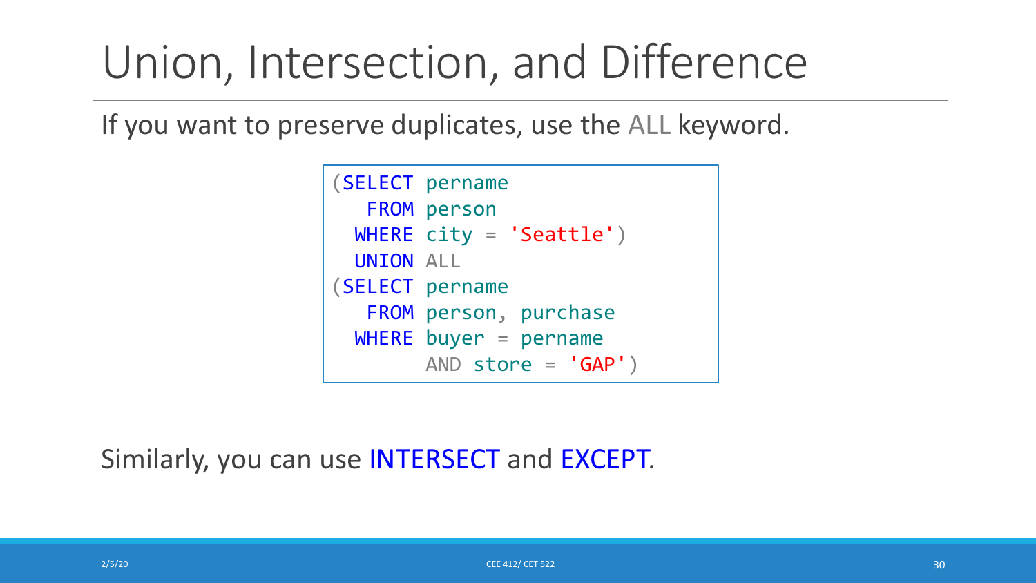# Union, Intersection, and Difference

If you want to preserve duplicates, use the ALL keyword.

```
(SELECT pername
   FROM person
  WHERE city = 'Seattle')
  UNION ALL
(SELECT pername
   FROM person, purchase
  WHERE buyer = pername
        AND store = 'GAP')
```

Similarly, you can use INTERSECT and EXCEPT.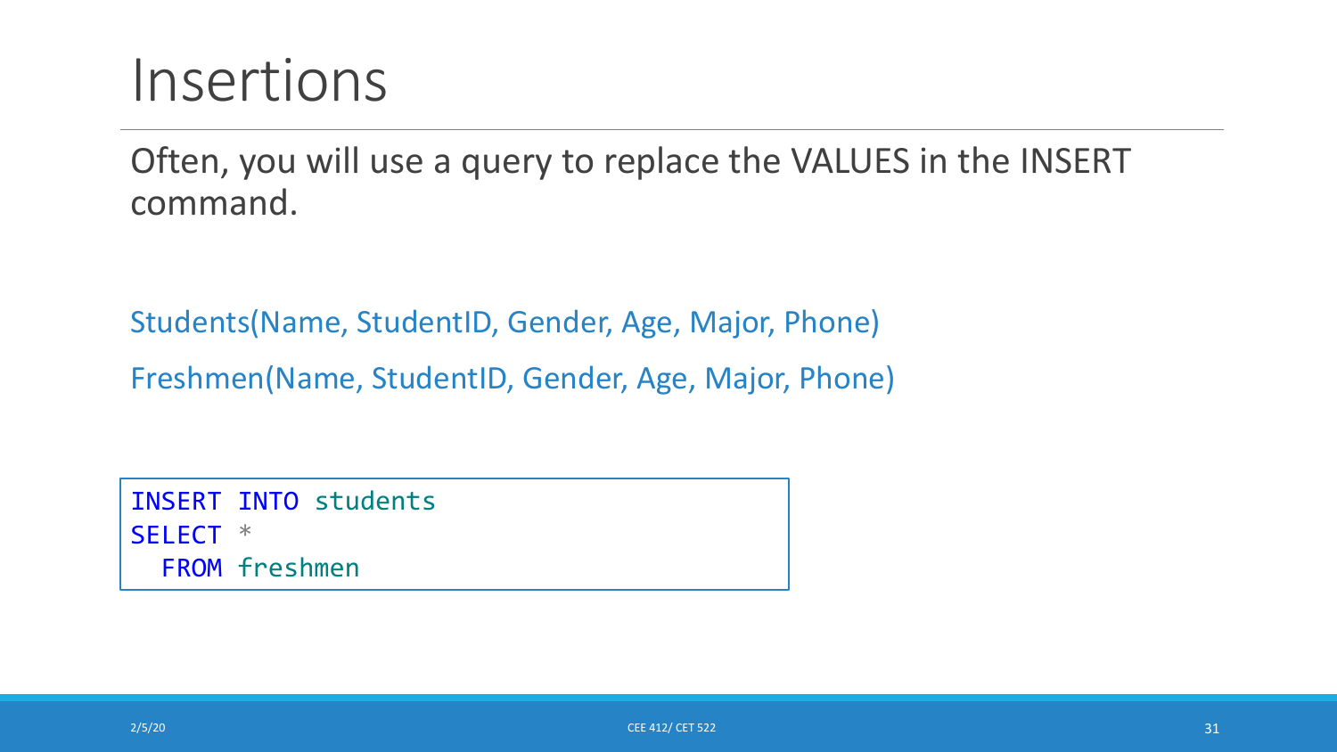# Insertions

Often, you will use a query to replace the VALUES in the INSERT command.

Students(Name, StudentID, Gender, Age, Major, Phone)

Freshmen(Name, StudentID, Gender, Age, Major, Phone)

```
INSERT INTO students
SELECT *
  FROM freshmen
```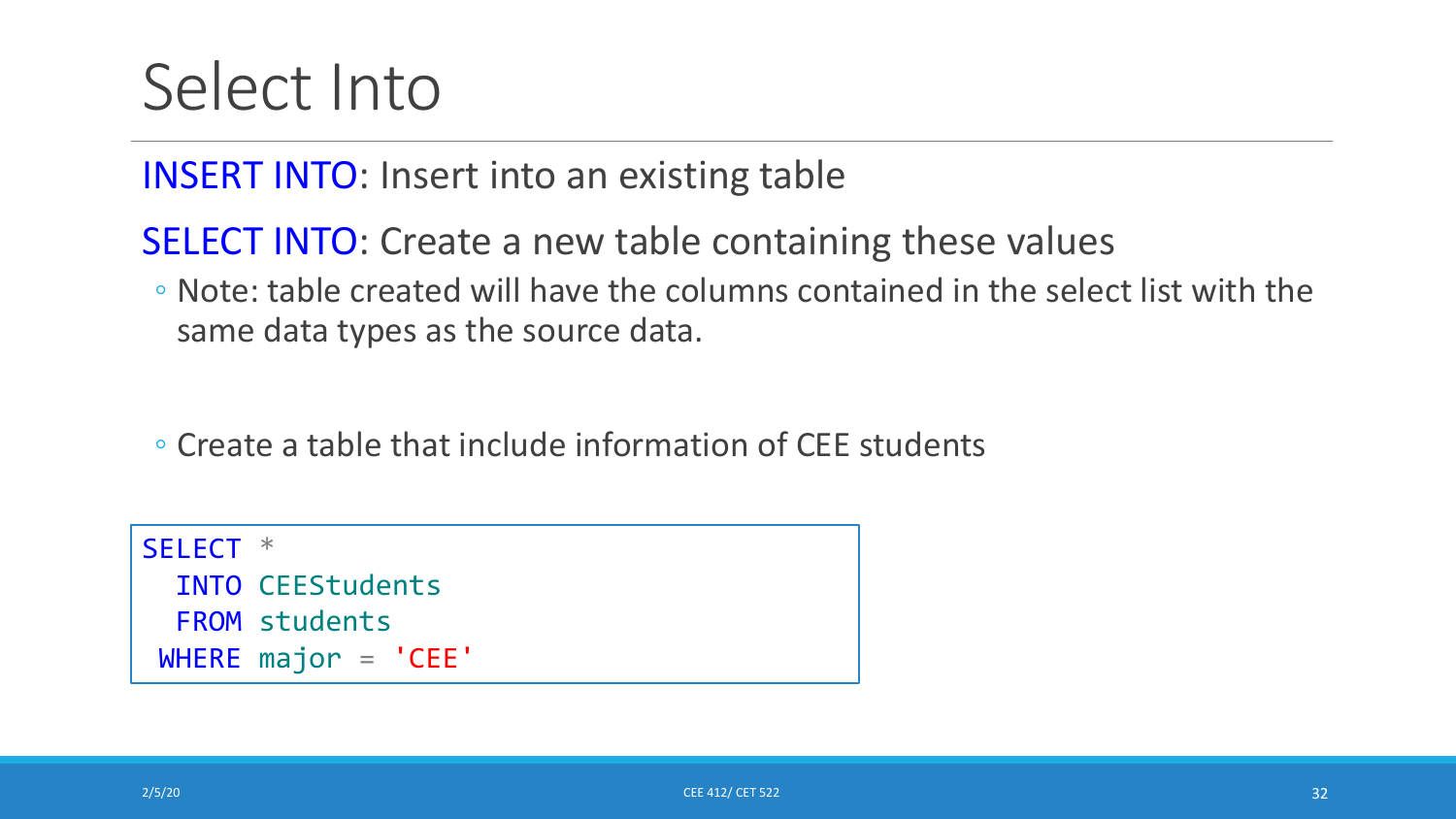# Select Into

**INSERT INTO**: Insert into an existing table

**SELECT INTO**: Create a new table containing these values

- Note: table created will have the columns contained in the select list with the same data types as the source data.

- Create a table that include information of CEE students

```
SELECT *
  INTO CEEStudents
  FROM students
 WHERE major = 'CEE'
```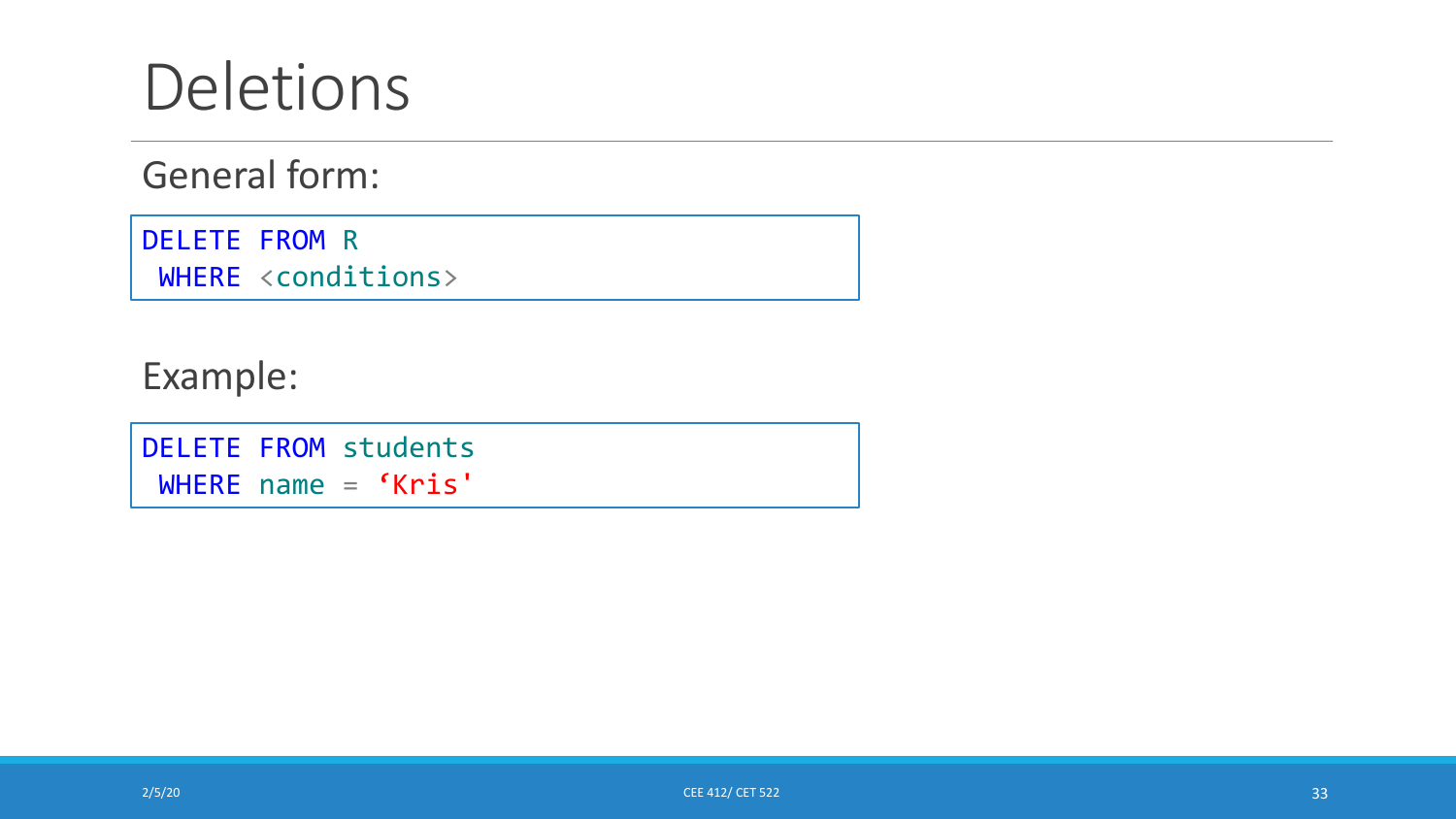# Deletions

General form:

```
DELETE FROM R
 WHERE <conditions>
```

Example:

```
DELETE FROM students
 WHERE name = 'Kris'
```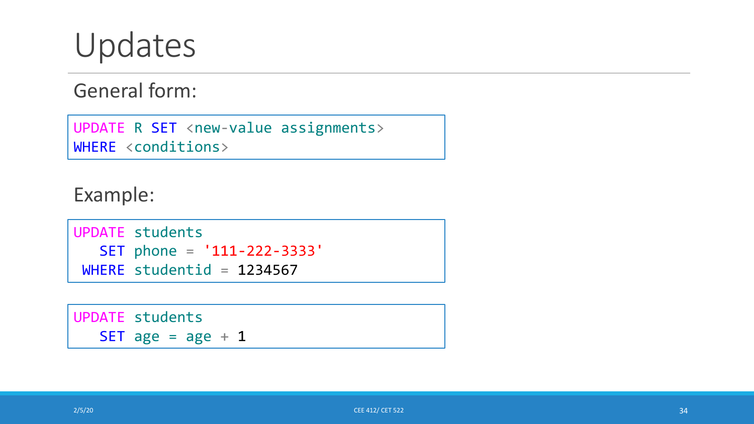# Updates

General form:

```
UPDATE R SET <new-value assignments>
WHERE <conditions>
```

Example:

```
UPDATE students
   SET phone = '111-222-3333'
 WHERE studentid = 1234567
```

```
UPDATE students
   SET age = age + 1
```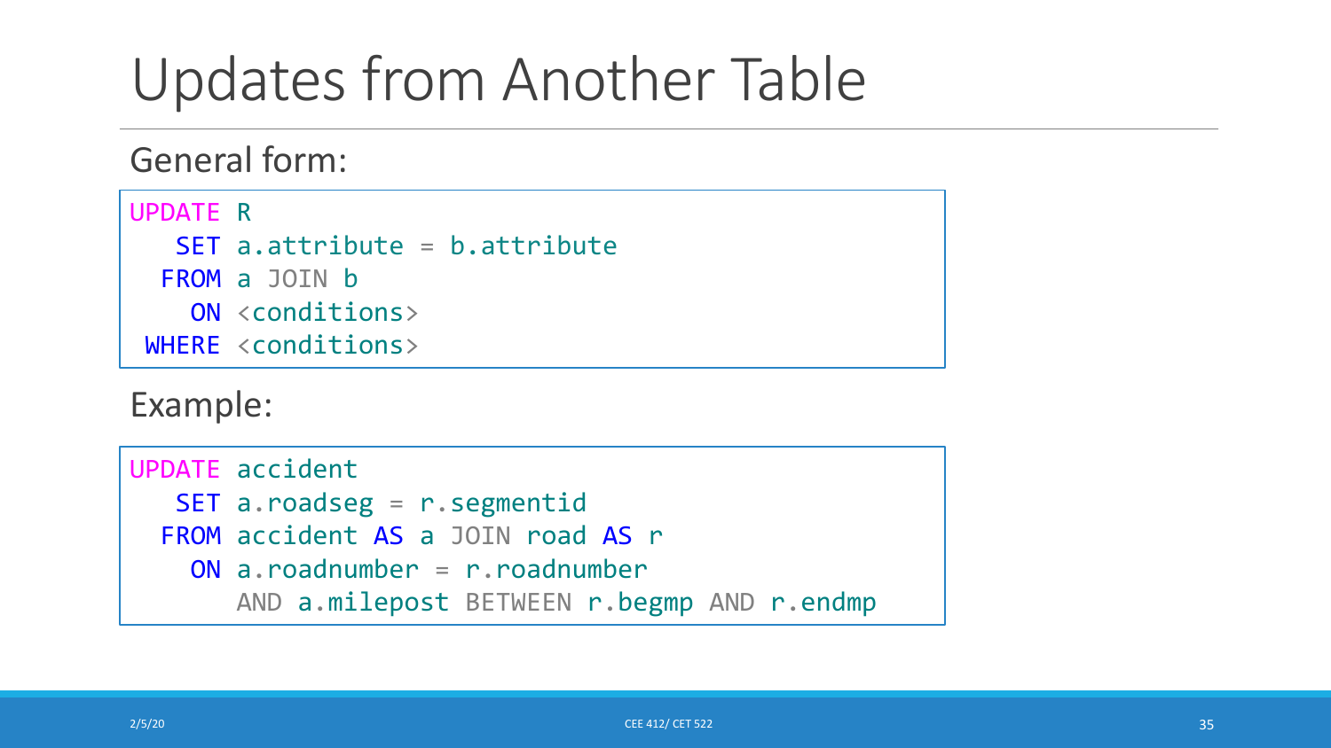# Updates from Another Table

General form:

```
UPDATE R
   SET a.attribute = b.attribute
  FROM a JOIN b
    ON <conditions>
 WHERE <conditions>
```

Example:

```
UPDATE accident
   SET a.roadseg = r.segmentid
  FROM accident AS a JOIN road AS r
    ON a.roadnumber = r.roadnumber
       AND a.milepost BETWEEN r.begmp AND r.endmp
```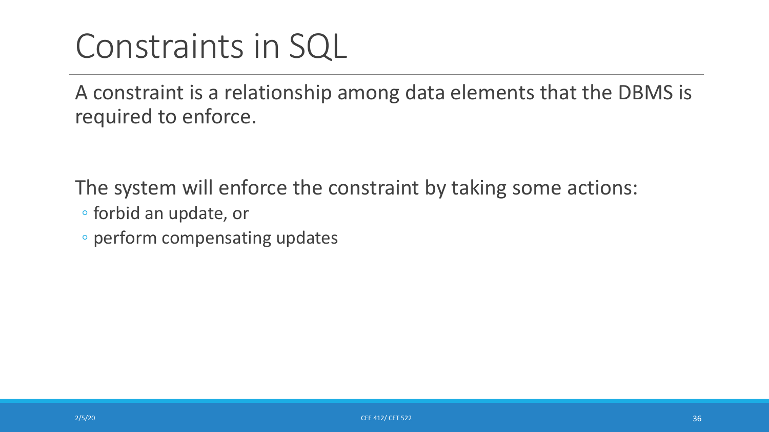# Constraints in SQL

A constraint is a relationship among data elements that the DBMS is required to enforce.

The system will enforce the constraint by taking some actions:

- forbid an update, or
- perform compensating updates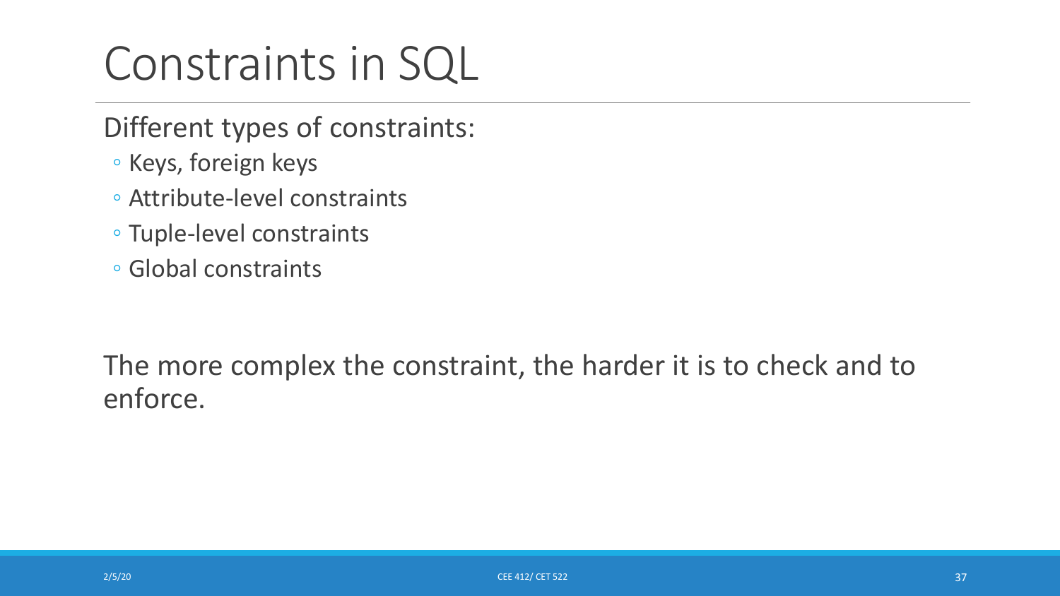# Constraints in SQL

Different types of constraints:

- Keys, foreign keys
- Attribute-level constraints
- Tuple-level constraints
- Global constraints

The more complex the constraint, the harder it is to check and to enforce.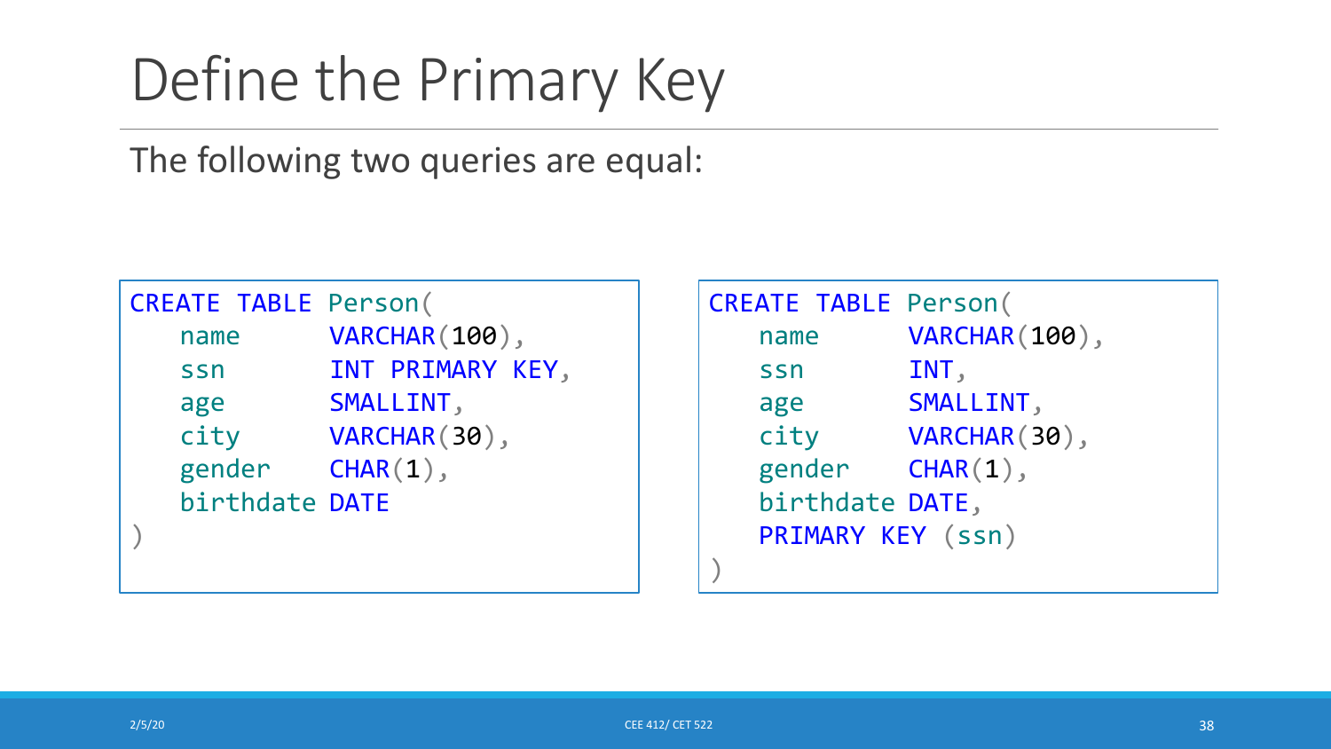# Define the Primary Key

The following two queries are equal:

```sql
CREATE TABLE Person(
   name      VARCHAR(100),
   ssn       INT PRIMARY KEY,
   age       SMALLINT,
   city      VARCHAR(30),
   gender    CHAR(1),
   birthdate DATE
)
```

```sql
CREATE TABLE Person(
   name      VARCHAR(100),
   ssn       INT,
   age       SMALLINT,
   city      VARCHAR(30),
   gender    CHAR(1),
   birthdate DATE,
   PRIMARY KEY (ssn)
)
```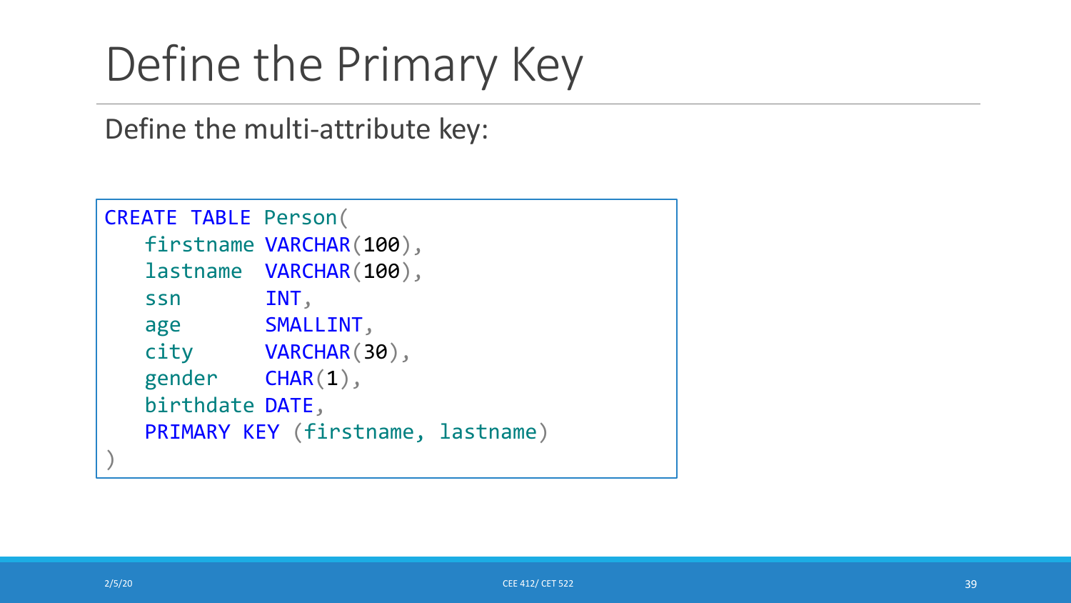# Define the Primary Key

Define the multi-attribute key:

```
CREATE TABLE Person(
   firstname VARCHAR(100),
   lastname  VARCHAR(100),
   ssn       INT,
   age       SMALLINT,
   city      VARCHAR(30),
   gender    CHAR(1),
   birthdate DATE,
   PRIMARY KEY (firstname, lastname)
)
```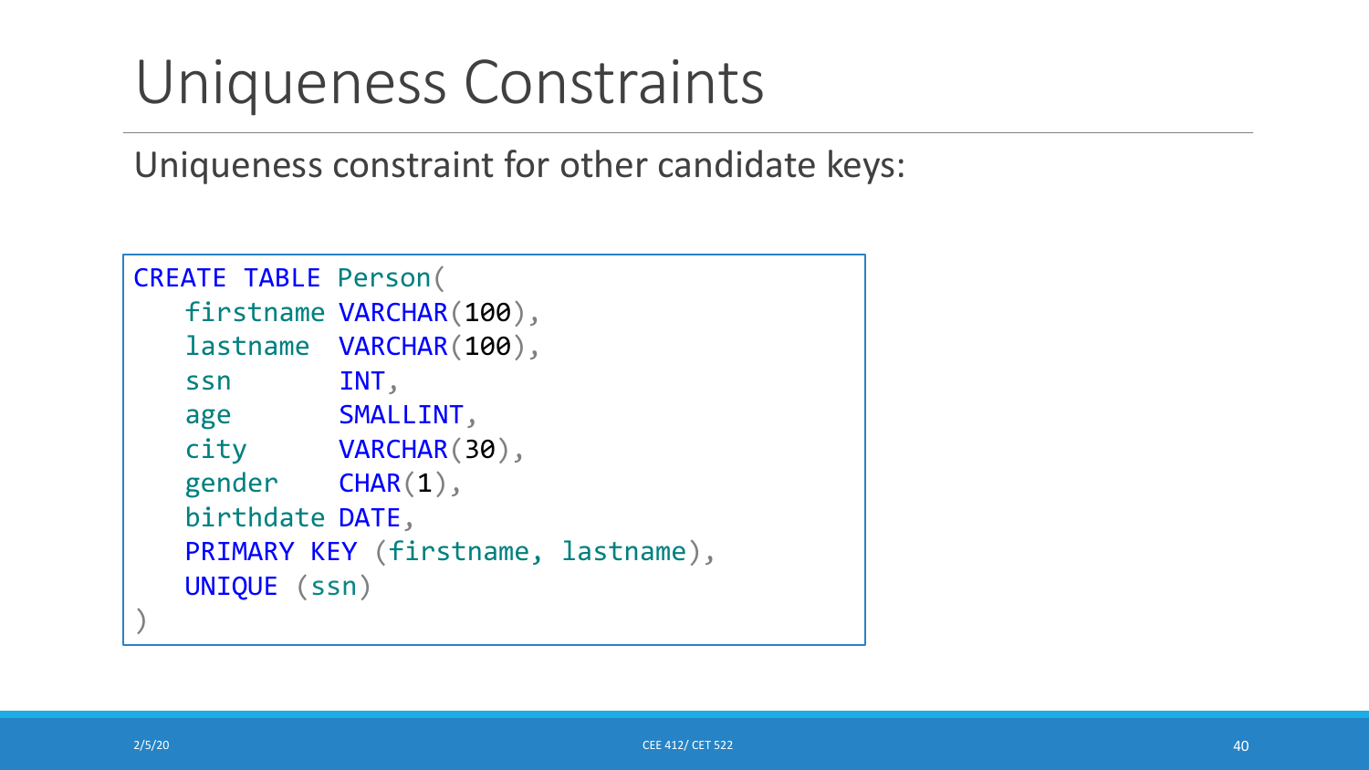# Uniqueness Constraints

Uniqueness constraint for other candidate keys:

```
CREATE TABLE Person(
   firstname VARCHAR(100),
   lastname  VARCHAR(100),
   ssn       INT,
   age       SMALLINT,
   city      VARCHAR(30),
   gender    CHAR(1),
   birthdate DATE,
   PRIMARY KEY (firstname, lastname),
   UNIQUE (ssn)
)
```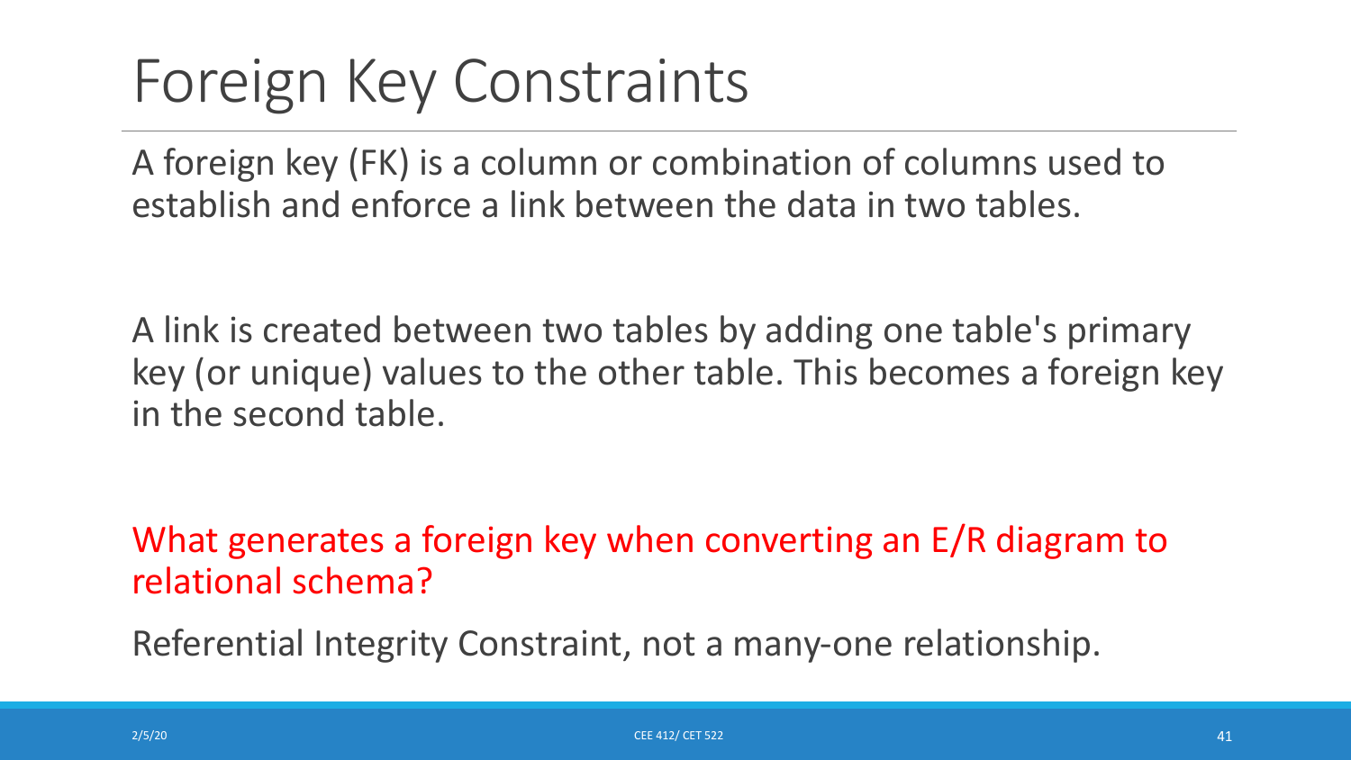# Foreign Key Constraints

A foreign key (FK) is a column or combination of columns used to establish and enforce a link between the data in two tables.

A link is created between two tables by adding one table's primary key (or unique) values to the other table. This becomes a foreign key in the second table.

What generates a foreign key when converting an E/R diagram to relational schema?

Referential Integrity Constraint, not a many-one relationship.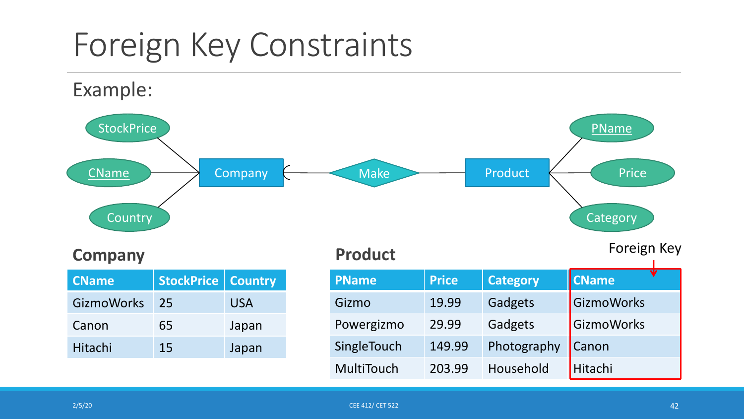# Foreign Key Constraints

Example:

**Company**

| CName | StockPrice | Country |
|---|---|---|
| GizmoWorks | 25 | USA |
| Canon | 65 | Japan |
| Hitachi | 15 | Japan |

**Product**

Foreign Key

| PName | Price | Category | CName |
|---|---|---|---|
| Gizmo | 19.99 | Gadgets | GizmoWorks |
| Powergizmo | 29.99 | Gadgets | GizmoWorks |
| SingleTouch | 149.99 | Photography | Canon |
| MultiTouch | 203.99 | Household | Hitachi |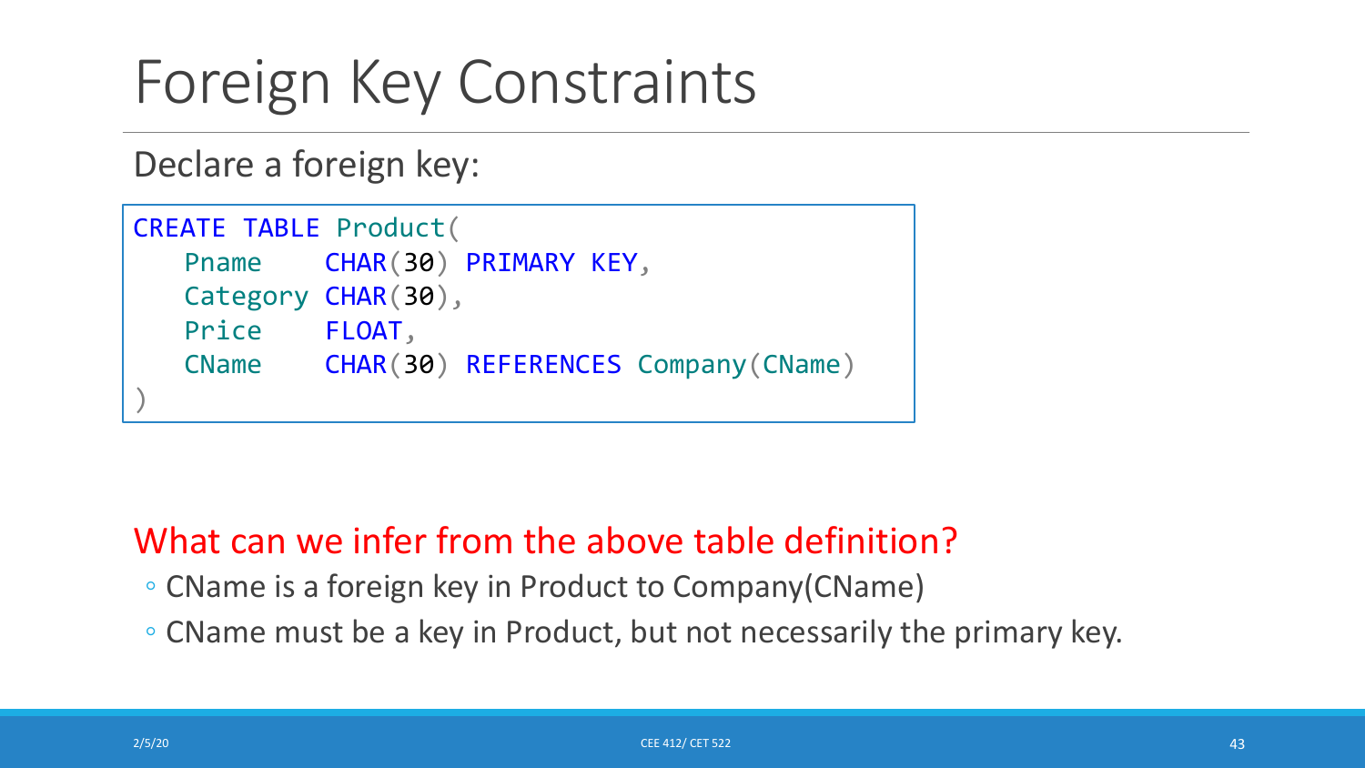# Foreign Key Constraints

Declare a foreign key:

```
CREATE TABLE Product(
   Pname    CHAR(30) PRIMARY KEY,
   Category CHAR(30),
   Price    FLOAT,
   CName    CHAR(30) REFERENCES Company(CName)
)
```

What can we infer from the above table definition?

- CName is a foreign key in Product to Company(CName)
- CName must be a key in Product, but not necessarily the primary key.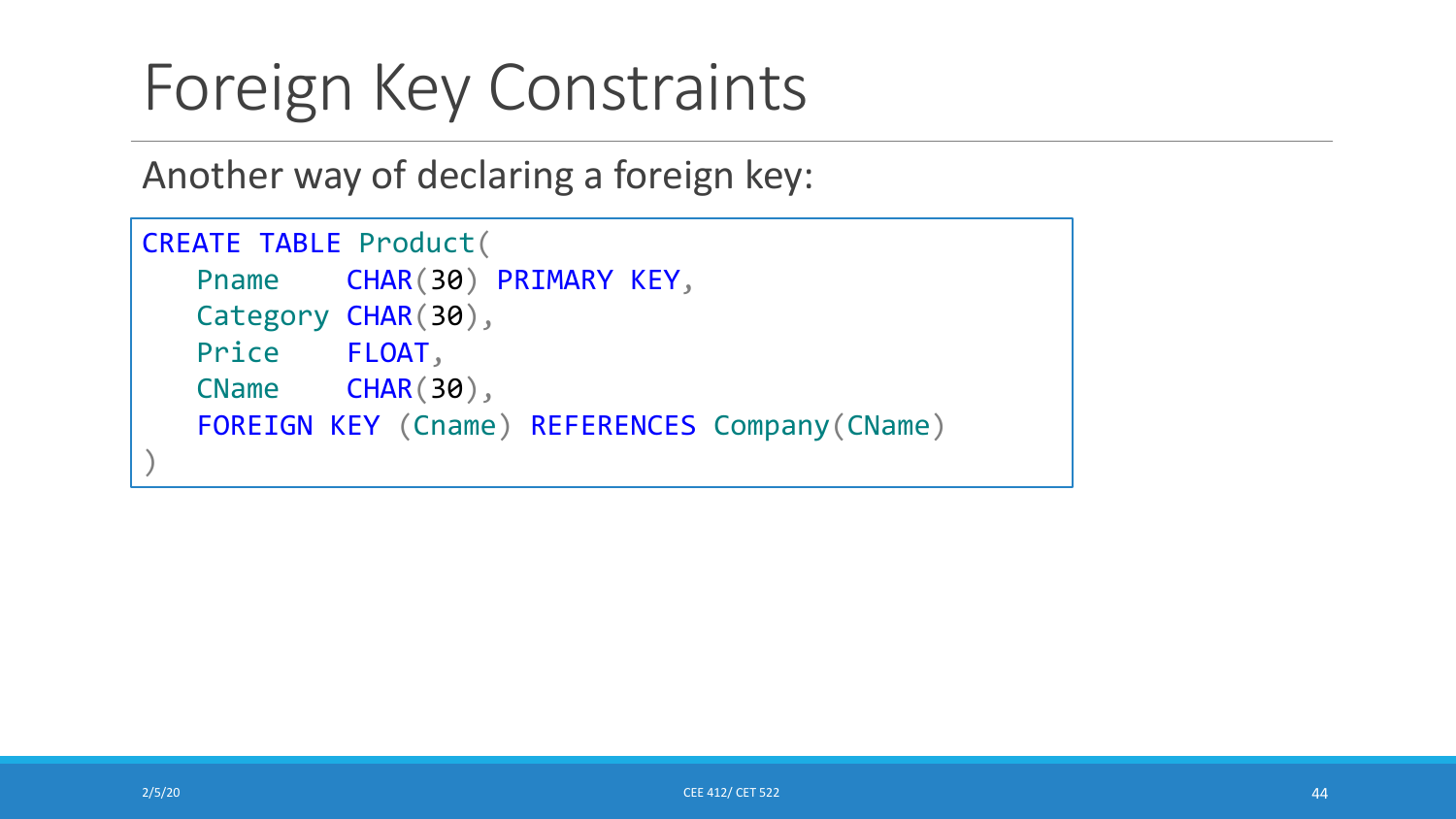# Foreign Key Constraints

Another way of declaring a foreign key:

```
CREATE TABLE Product(
   Pname    CHAR(30) PRIMARY KEY,
   Category CHAR(30),
   Price    FLOAT,
   CName    CHAR(30),
   FOREIGN KEY (Cname) REFERENCES Company(CName)
)
```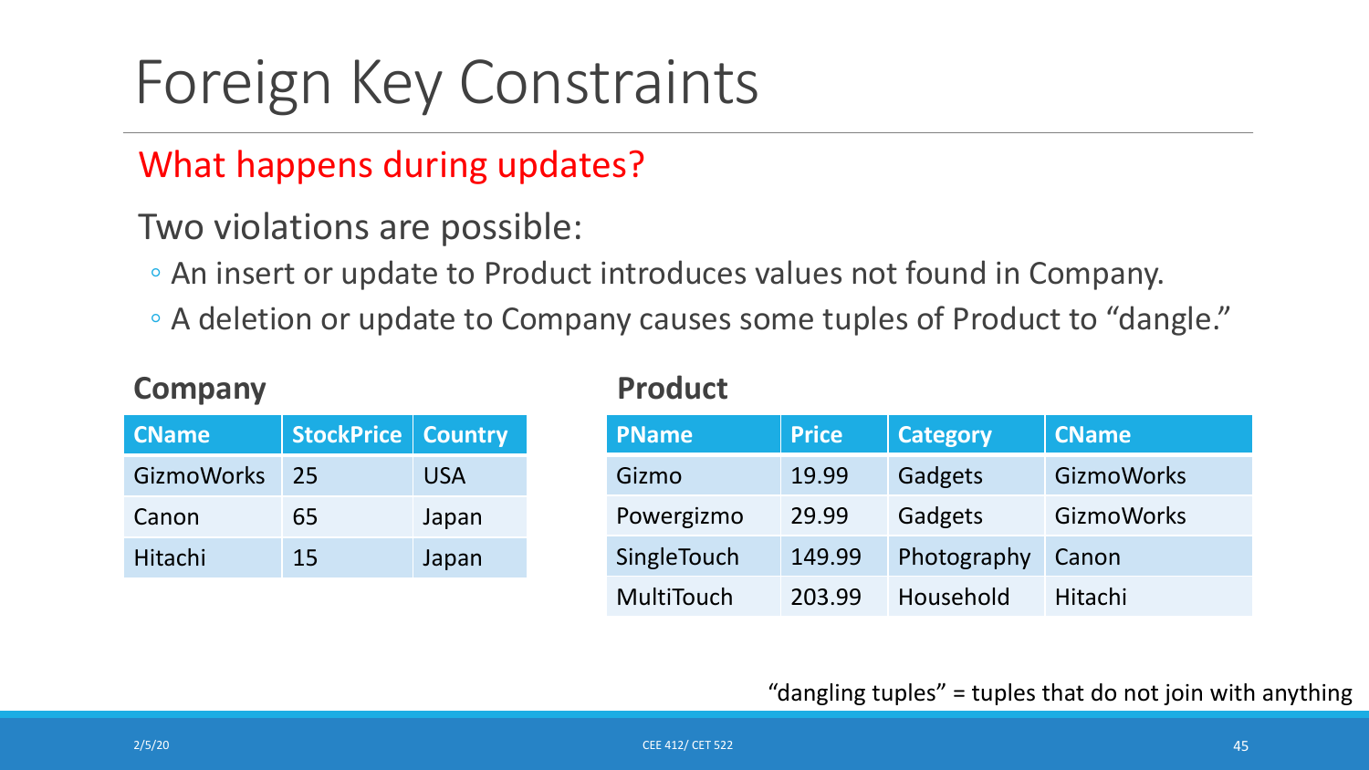# Foreign Key Constraints

## What happens during updates?

Two violations are possible:

- An insert or update to Product introduces values not found in Company.
- A deletion or update to Company causes some tuples of Product to "dangle."

**Company**

| CName | StockPrice | Country |
|---|---|---|
| GizmoWorks | 25 | USA |
| Canon | 65 | Japan |
| Hitachi | 15 | Japan |

**Product**

| PName | Price | Category | CName |
|---|---|---|---|
| Gizmo | 19.99 | Gadgets | GizmoWorks |
| Powergizmo | 29.99 | Gadgets | GizmoWorks |
| SingleTouch | 149.99 | Photography | Canon |
| MultiTouch | 203.99 | Household | Hitachi |

"dangling tuples" = tuples that do not join with anything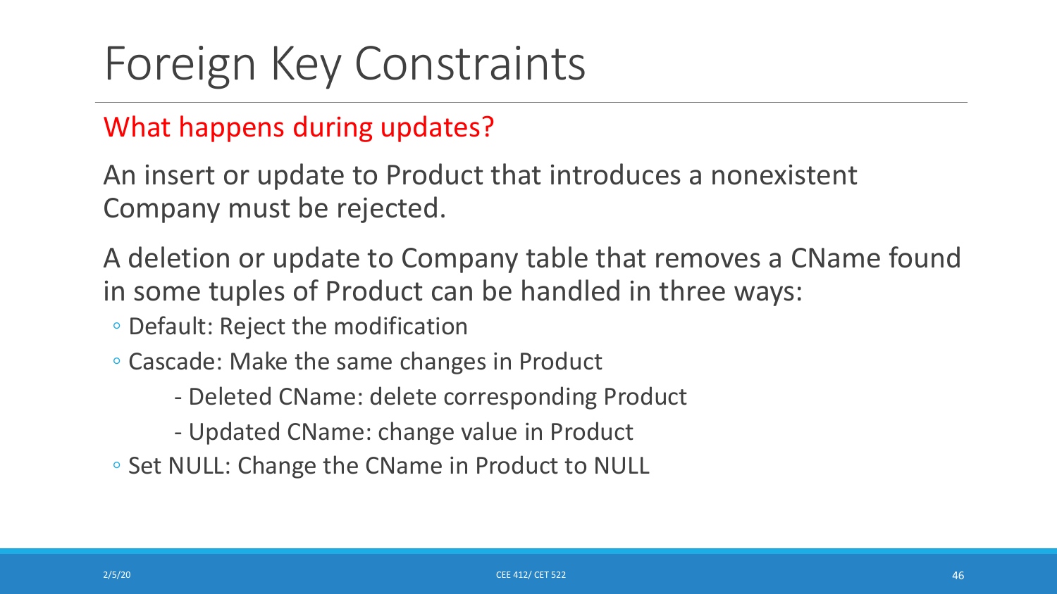# Foreign Key Constraints

## What happens during updates?

An insert or update to Product that introduces a nonexistent Company must be rejected.

A deletion or update to Company table that removes a CName found in some tuples of Product can be handled in three ways:

- Default: Reject the modification
- Cascade: Make the same changes in Product
  - Deleted CName: delete corresponding Product
  - Updated CName: change value in Product
- Set NULL: Change the CName in Product to NULL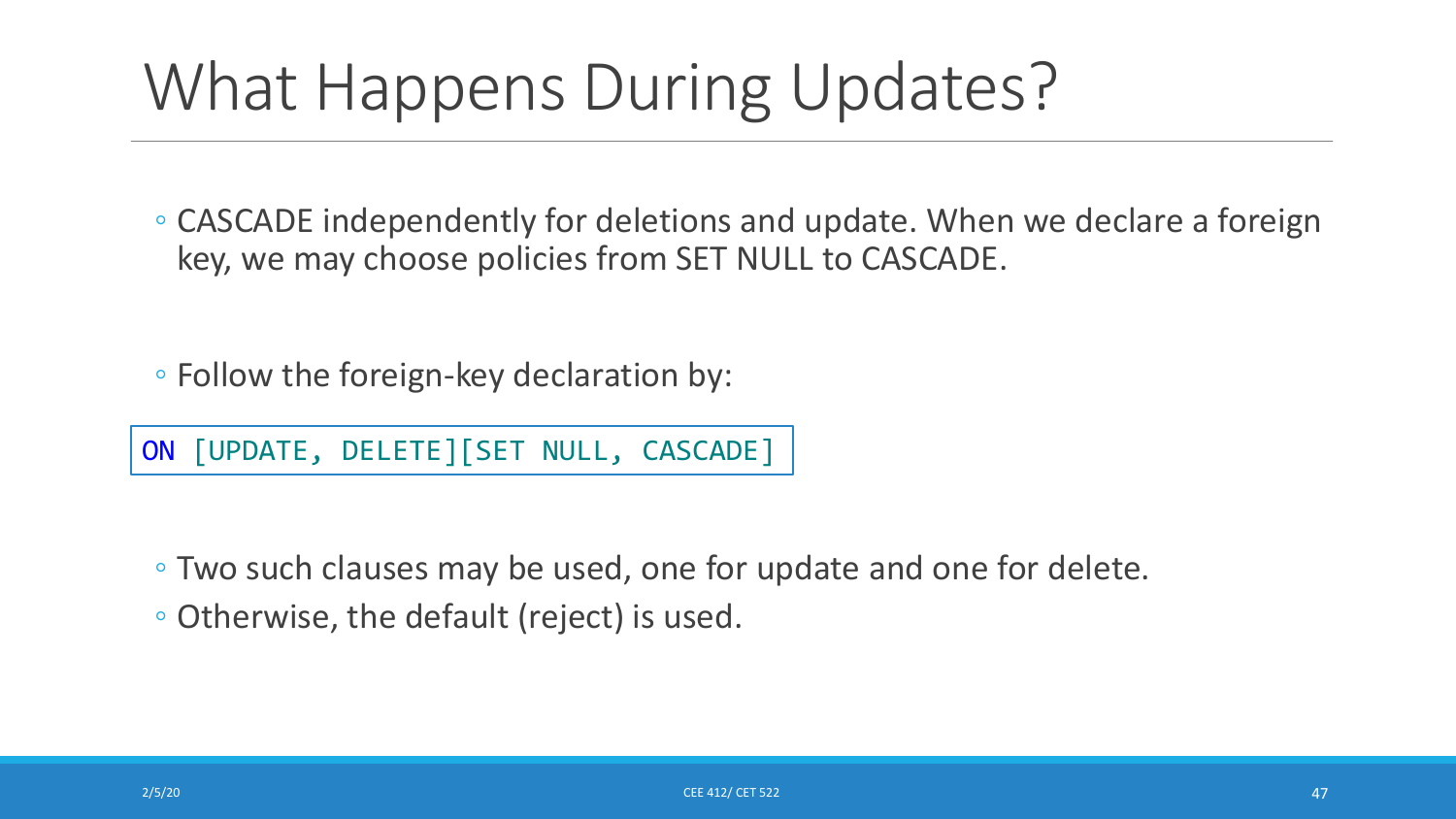# What Happens During Updates?

- CASCADE independently for deletions and update. When we declare a foreign key, we may choose policies from SET NULL to CASCADE.

- Follow the foreign-key declaration by:

```
ON [UPDATE, DELETE][SET NULL, CASCADE]
```

- Two such clauses may be used, one for update and one for delete.
- Otherwise, the default (reject) is used.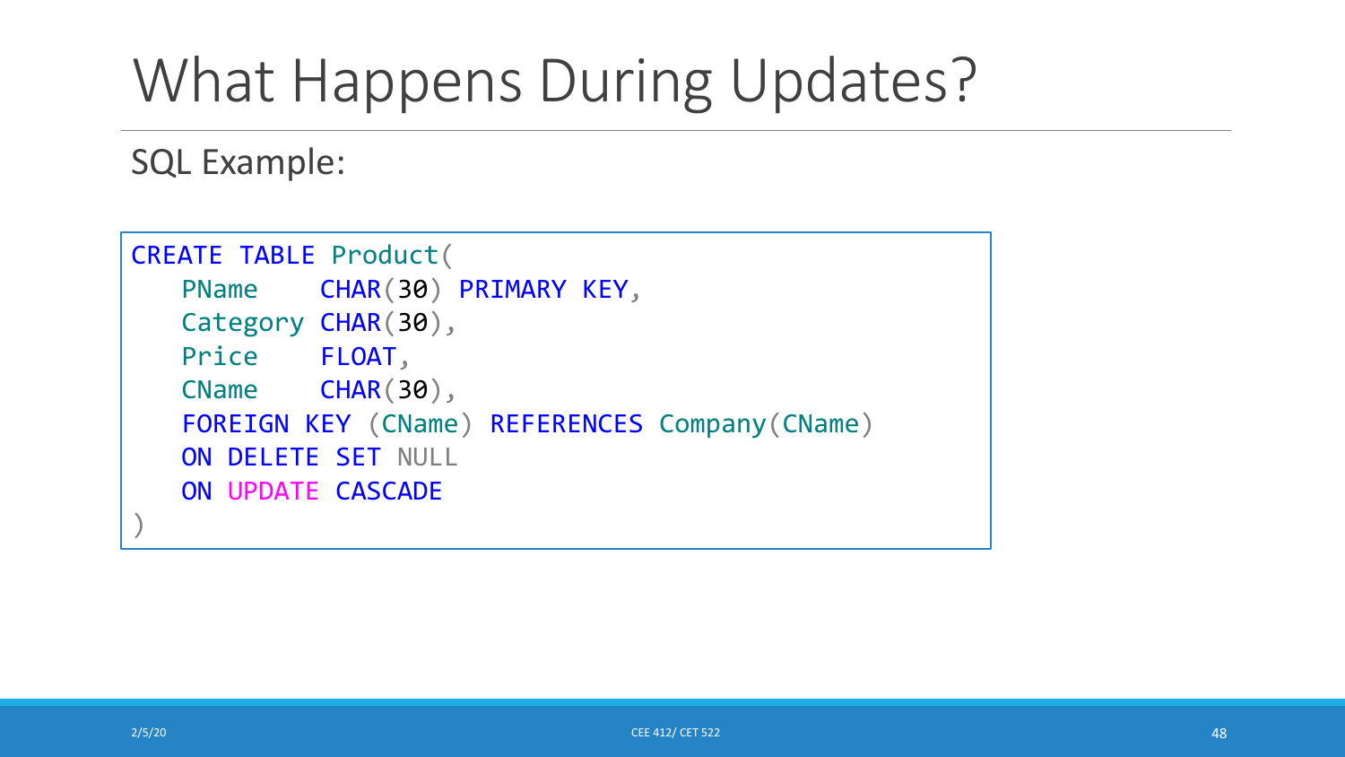# What Happens During Updates?

SQL Example:

```
CREATE TABLE Product(
   PName    CHAR(30) PRIMARY KEY,
   Category CHAR(30),
   Price    FLOAT,
   CName    CHAR(30),
   FOREIGN KEY (CName) REFERENCES Company(CName)
   ON DELETE SET NULL
   ON UPDATE CASCADE
)
```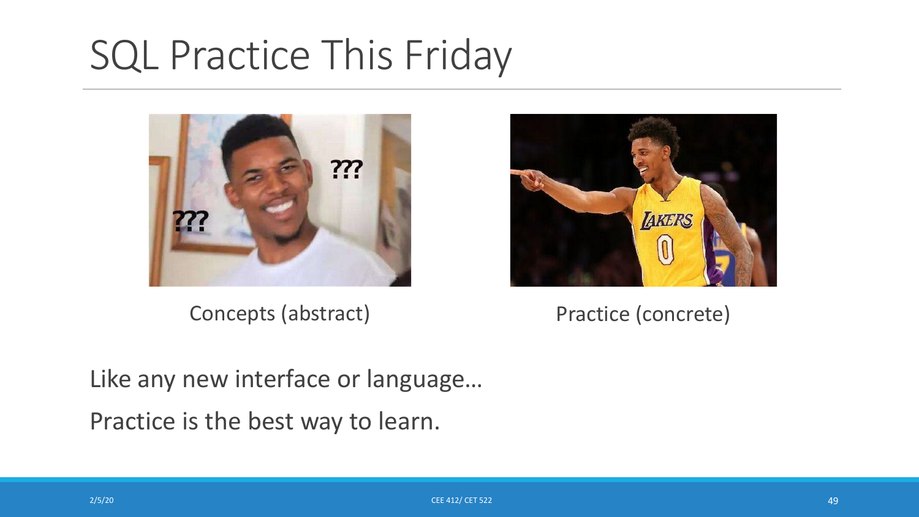# SQL Practice This Friday

Concepts (abstract)

Practice (concrete)

Like any new interface or language…

Practice is the best way to learn.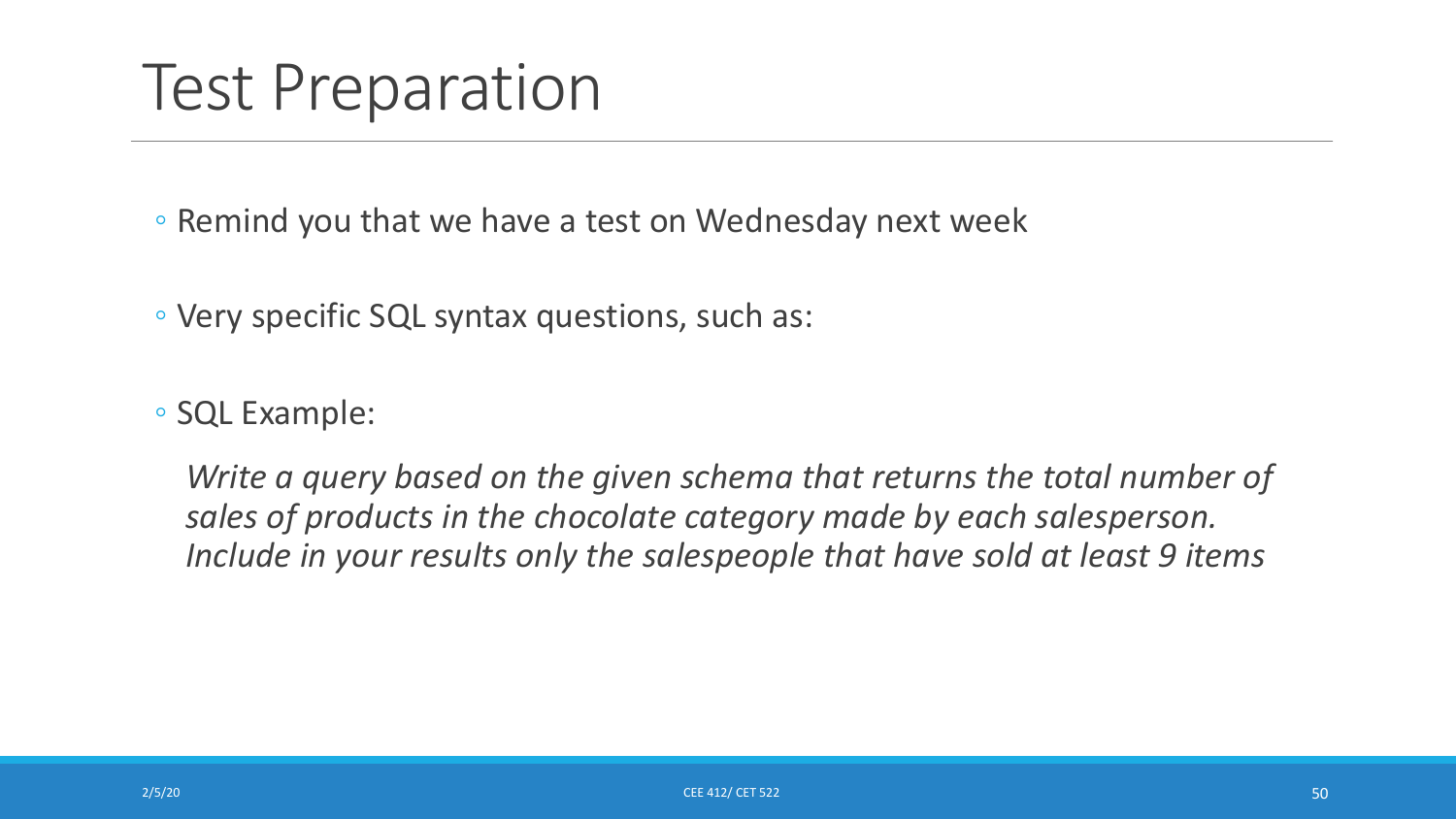# Test Preparation

- Remind you that we have a test on Wednesday next week
- Very specific SQL syntax questions, such as:
- SQL Example:

  *Write a query based on the given schema that returns the total number of sales of products in the chocolate category made by each salesperson. Include in your results only the salespeople that have sold at least 9 items*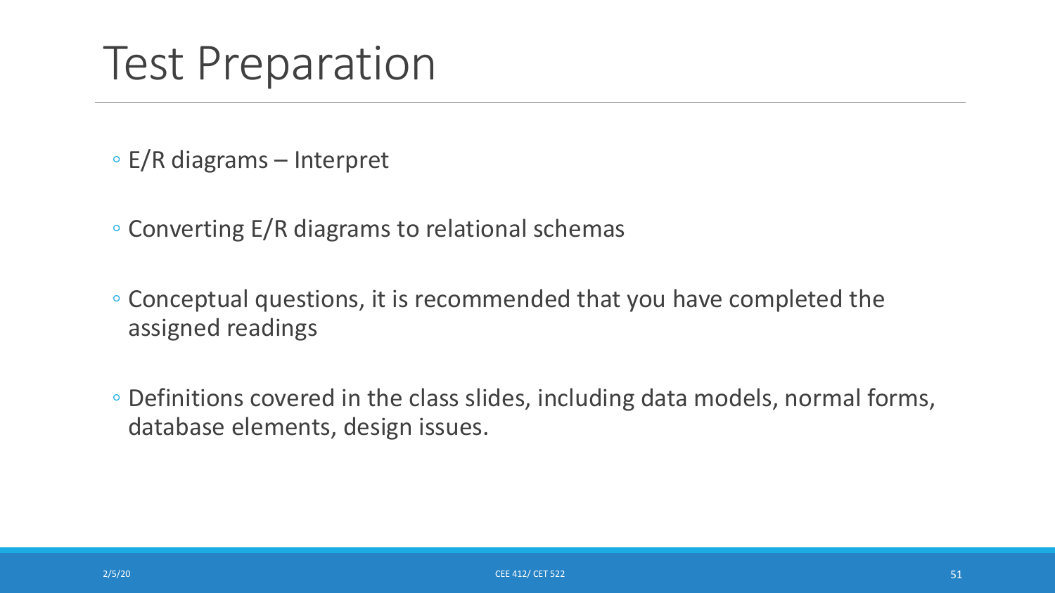# Test Preparation

- E/R diagrams – Interpret
- Converting E/R diagrams to relational schemas
- Conceptual questions, it is recommended that you have completed the assigned readings
- Definitions covered in the class slides, including data models, normal forms, database elements, design issues.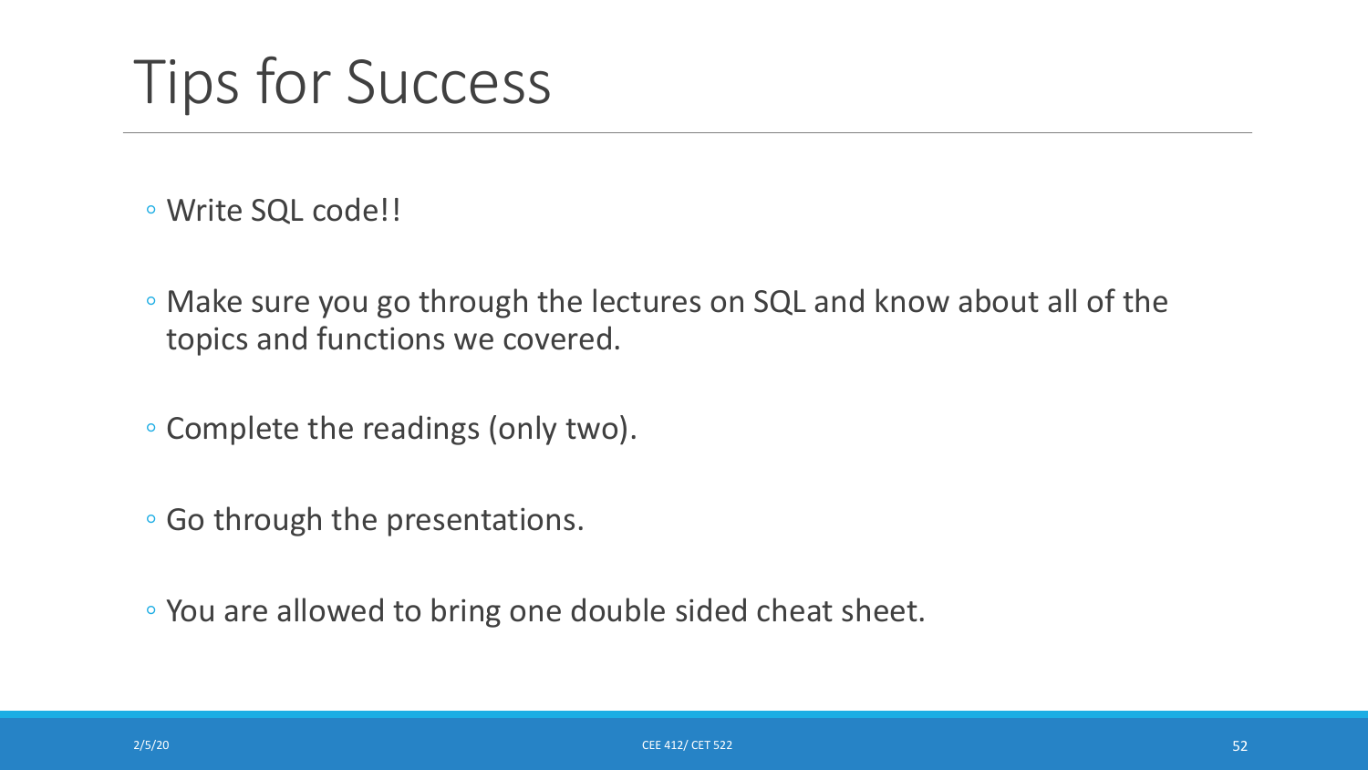# Tips for Success

- Write SQL code!!
- Make sure you go through the lectures on SQL and know about all of the topics and functions we covered.
- Complete the readings (only two).
- Go through the presentations.
- You are allowed to bring one double sided cheat sheet.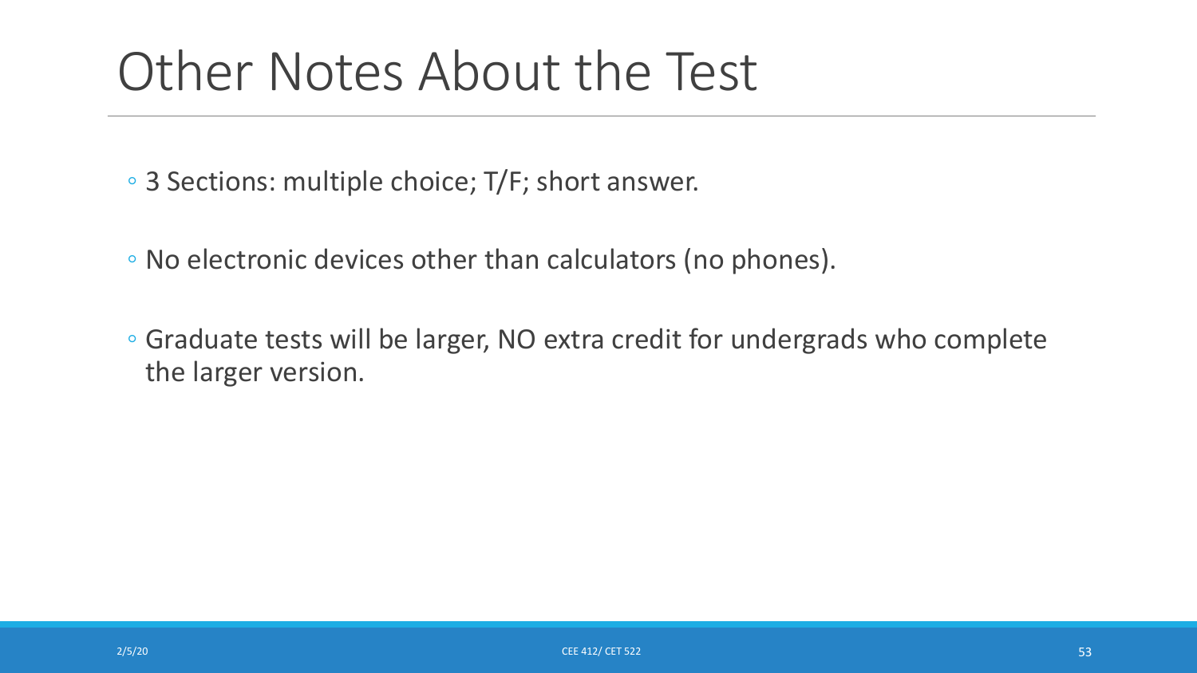# Other Notes About the Test

- 3 Sections: multiple choice; T/F; short answer.
- No electronic devices other than calculators (no phones).
- Graduate tests will be larger, NO extra credit for undergrads who complete the larger version.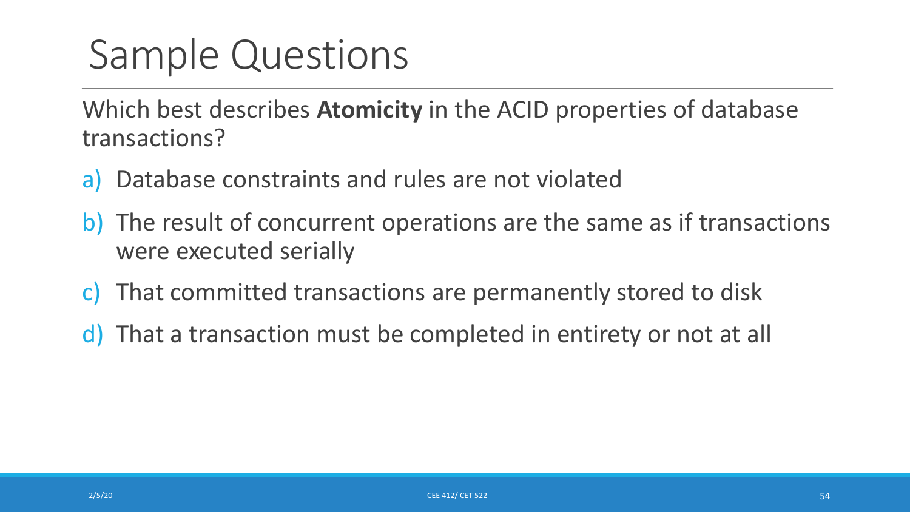# Sample Questions

Which best describes **Atomicity** in the ACID properties of database transactions?

a) Database constraints and rules are not violated

b) The result of concurrent operations are the same as if transactions were executed serially

c) That committed transactions are permanently stored to disk

d) That a transaction must be completed in entirety or not at all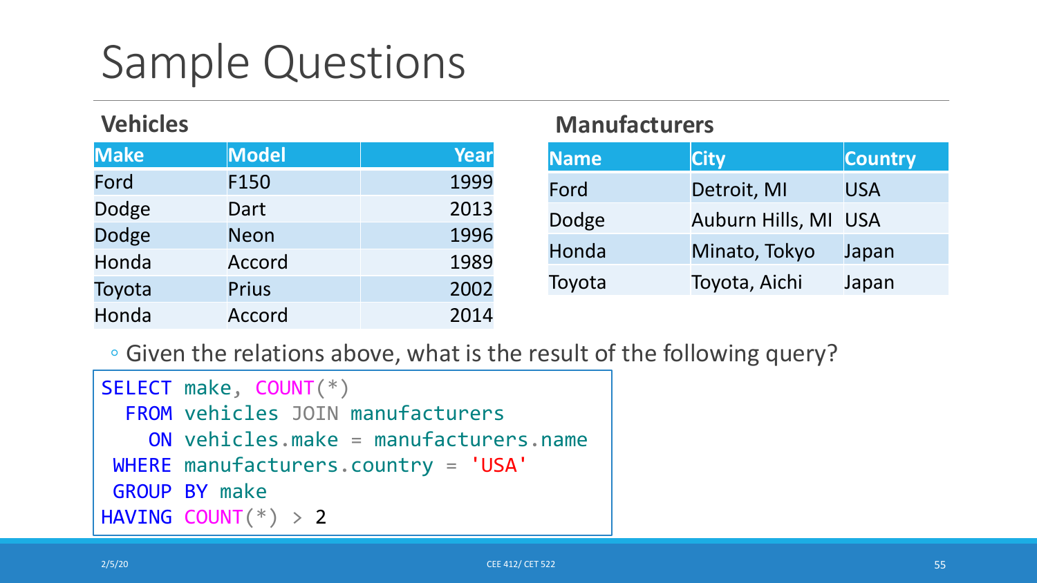# Sample Questions

**Vehicles**

| Make | Model | Year |
|---|---|---|
| Ford | F150 | 1999 |
| Dodge | Dart | 2013 |
| Dodge | Neon | 1996 |
| Honda | Accord | 1989 |
| Toyota | Prius | 2002 |
| Honda | Accord | 2014 |

**Manufacturers**

| Name | City | Country |
|---|---|---|
| Ford | Detroit, MI | USA |
| Dodge | Auburn Hills, MI | USA |
| Honda | Minato, Tokyo | Japan |
| Toyota | Toyota, Aichi | Japan |

- Given the relations above, what is the result of the following query?

```
SELECT make, COUNT(*)
  FROM vehicles JOIN manufacturers
    ON vehicles.make = manufacturers.name
 WHERE manufacturers.country = 'USA'
 GROUP BY make
HAVING COUNT(*) > 2
```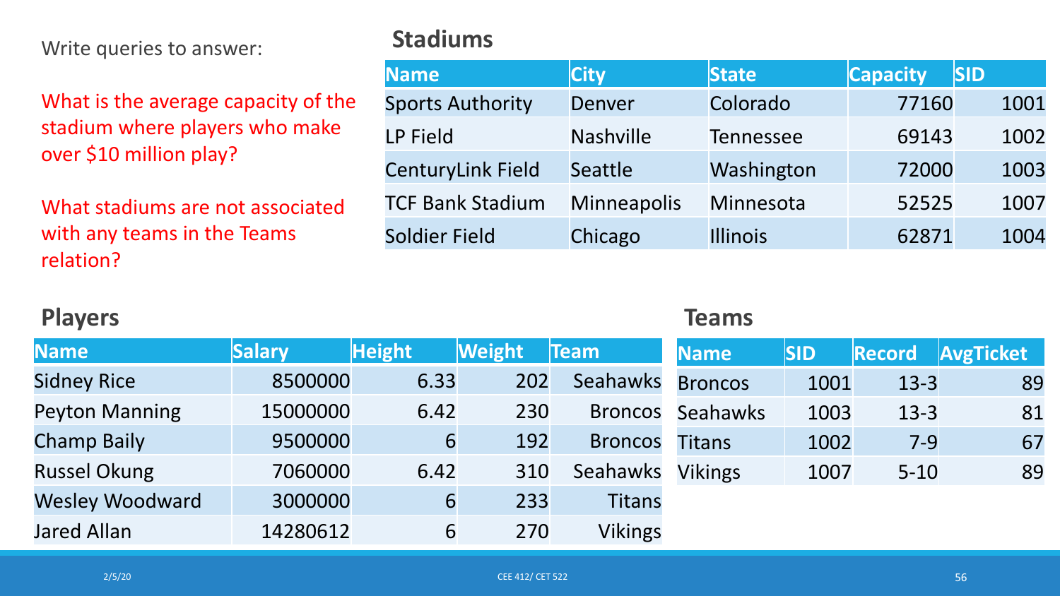Write queries to answer:

What is the average capacity of the stadium where players who make over $10 million play?

What stadiums are not associated with any teams in the Teams relation?

## Stadiums

| Name | City | State | Capacity | SID |
|---|---|---|---|---|
| Sports Authority | Denver | Colorado | 77160 | 1001 |
| LP Field | Nashville | Tennessee | 69143 | 1002 |
| CenturyLink Field | Seattle | Washington | 72000 | 1003 |
| TCF Bank Stadium | Minneapolis | Minnesota | 52525 | 1007 |
| Soldier Field | Chicago | Illinois | 62871 | 1004 |

## Players

| Name | Salary | Height | Weight | Team |
|---|---|---|---|---|
| Sidney Rice | 8500000 | 6.33 | 202 | Seahawks |
| Peyton Manning | 15000000 | 6.42 | 230 | Broncos |
| Champ Baily | 9500000 | 6 | 192 | Broncos |
| Russel Okung | 7060000 | 6.42 | 310 | Seahawks |
| Wesley Woodward | 3000000 | 6 | 233 | Titans |
| Jared Allan | 14280612 | 6 | 270 | Vikings |

## Teams

| Name | SID | Record | AvgTicket |
|---|---|---|---|
| Broncos | 1001 | 13-3 | 89 |
| Seahawks | 1003 | 13-3 | 81 |
| Titans | 1002 | 7-9 | 67 |
| Vikings | 1007 | 5-10 | 89 |